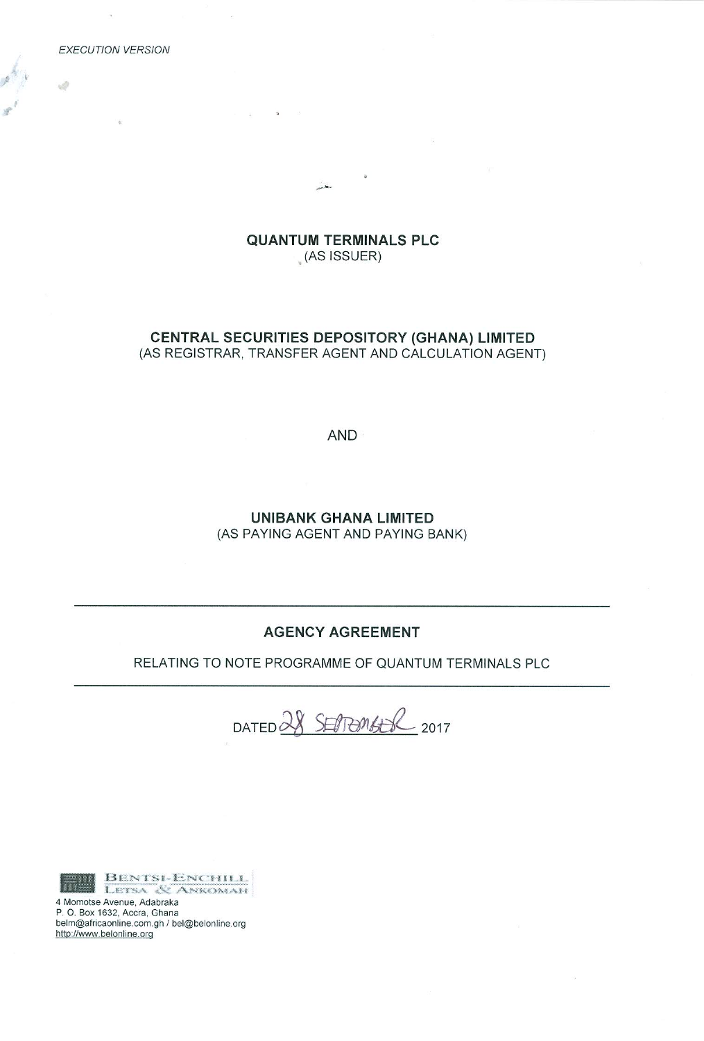*EXECUTION VERSION*

**QUANTUM TERMINALS PLC**
(AS ISSUER)

**CENTRAL SECURITIES DEPOSITORY (GHANA) LIMITED**
(AS REGISTRAR, TRANSFER AGENT AND CALCULATION AGENT)

AND

**UNIBANK GHANA LIMITED**
(AS PAYING AGENT AND PAYING BANK)

---

## AGENCY AGREEMENT

RELATING TO NOTE PROGRAMME OF QUANTUM TERMINALS PLC

---

DATED 28 SEPTEMBER 2017

BENTSI-ENCHILL
LETSA & ANKOMAH
4 Momotse Avenue, Adabraka
P. O. Box 1632, Accra, Ghana
belm@africaonline.com.gh / bel@belonline.org
http://www.belonline.org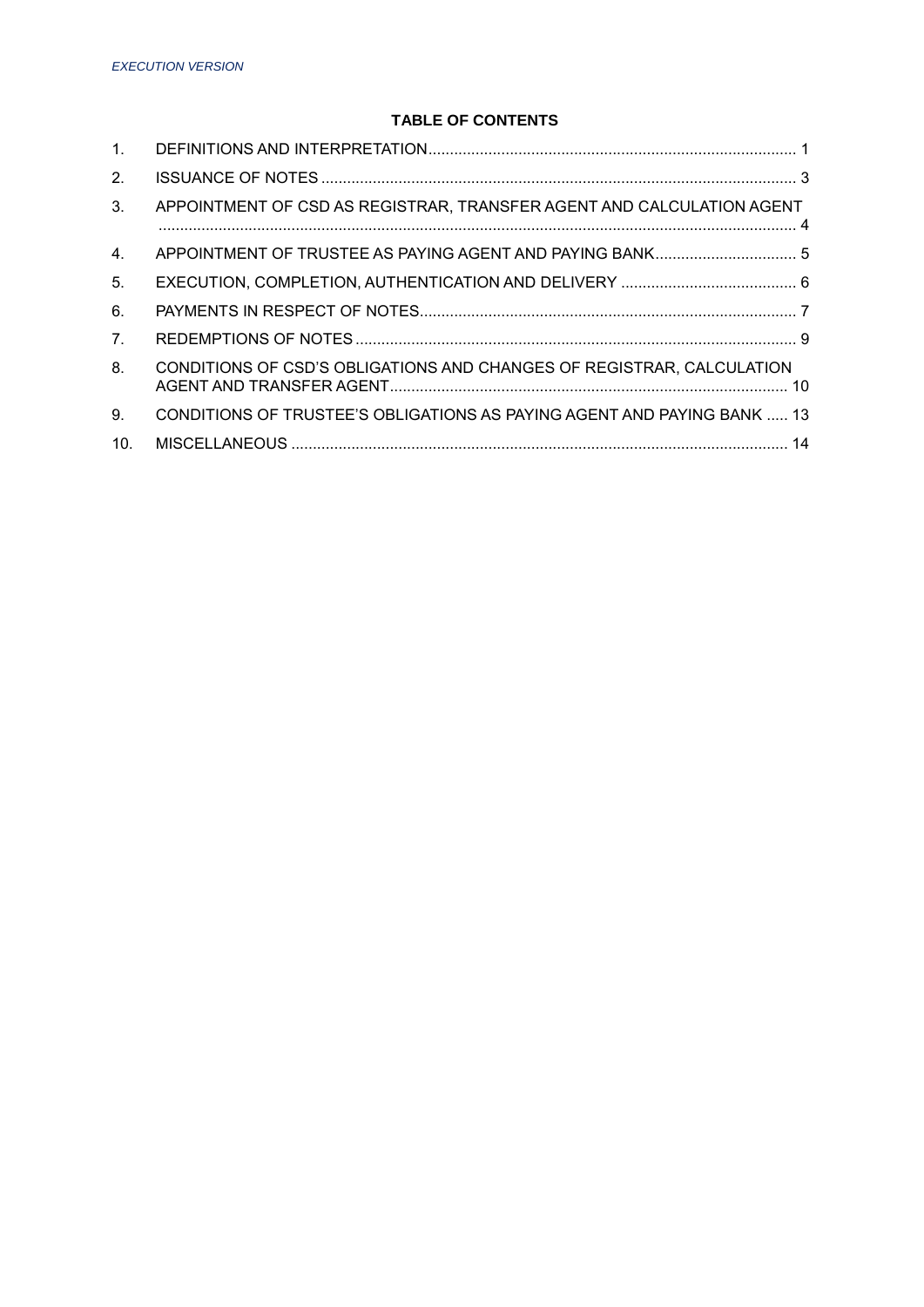*EXECUTION VERSION*

**TABLE OF CONTENTS**

| | | |
|---|---|---|
| 1. | DEFINITIONS AND INTERPRETATION | 1 |
| 2. | ISSUANCE OF NOTES | 3 |
| 3. | APPOINTMENT OF CSD AS REGISTRAR, TRANSFER AGENT AND CALCULATION AGENT | 4 |
| 4. | APPOINTMENT OF TRUSTEE AS PAYING AGENT AND PAYING BANK | 5 |
| 5. | EXECUTION, COMPLETION, AUTHENTICATION AND DELIVERY | 6 |
| 6. | PAYMENTS IN RESPECT OF NOTES | 7 |
| 7. | REDEMPTIONS OF NOTES | 9 |
| 8. | CONDITIONS OF CSD'S OBLIGATIONS AND CHANGES OF REGISTRAR, CALCULATION AGENT AND TRANSFER AGENT | 10 |
| 9. | CONDITIONS OF TRUSTEE'S OBLIGATIONS AS PAYING AGENT AND PAYING BANK | 13 |
| 10. | MISCELLANEOUS | 14 |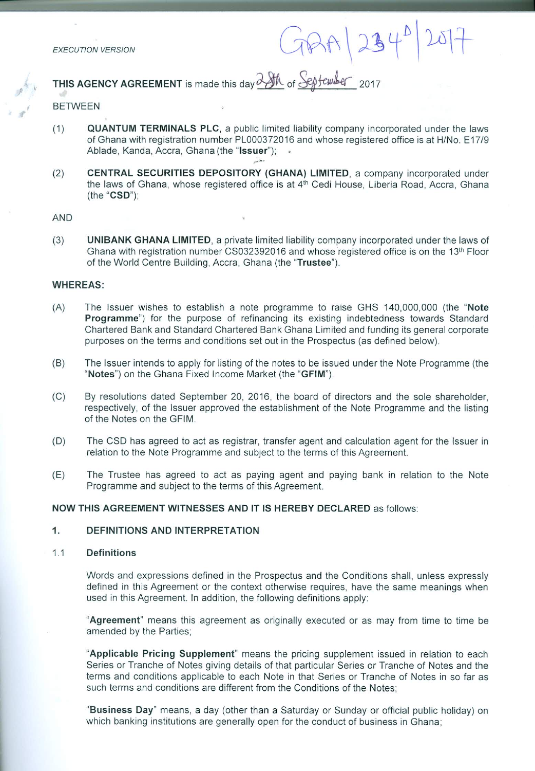*EXECUTION VERSION*

GRA|234D|2017

**THIS AGENCY AGREEMENT** is made this day 28th of September 2017

BETWEEN

(1) **QUANTUM TERMINALS PLC**, a public limited liability company incorporated under the laws of Ghana with registration number PL000372016 and whose registered office is at H/No. E17/9 Ablade, Kanda, Accra, Ghana (the "**Issuer**");

(2) **CENTRAL SECURITIES DEPOSITORY (GHANA) LIMITED**, a company incorporated under the laws of Ghana, whose registered office is at 4th Cedi House, Liberia Road, Accra, Ghana (the "**CSD**");

AND

(3) **UNIBANK GHANA LIMITED**, a private limited liability company incorporated under the laws of Ghana with registration number CS032392016 and whose registered office is on the 13th Floor of the World Centre Building, Accra, Ghana (the "**Trustee**").

**WHEREAS:**

(A) The Issuer wishes to establish a note programme to raise GHS 140,000,000 (the "**Note Programme**") for the purpose of refinancing its existing indebtedness towards Standard Chartered Bank and Standard Chartered Bank Ghana Limited and funding its general corporate purposes on the terms and conditions set out in the Prospectus (as defined below).

(B) The Issuer intends to apply for listing of the notes to be issued under the Note Programme (the "**Notes**") on the Ghana Fixed Income Market (the "**GFIM**").

(C) By resolutions dated September 20, 2016, the board of directors and the sole shareholder, respectively, of the Issuer approved the establishment of the Note Programme and the listing of the Notes on the GFIM.

(D) The CSD has agreed to act as registrar, transfer agent and calculation agent for the Issuer in relation to the Note Programme and subject to the terms of this Agreement.

(E) The Trustee has agreed to act as paying agent and paying bank in relation to the Note Programme and subject to the terms of this Agreement.

**NOW THIS AGREEMENT WITNESSES AND IT IS HEREBY DECLARED** as follows:

## 1. DEFINITIONS AND INTERPRETATION

### 1.1 Definitions

Words and expressions defined in the Prospectus and the Conditions shall, unless expressly defined in this Agreement or the context otherwise requires, have the same meanings when used in this Agreement. In addition, the following definitions apply:

"**Agreement**" means this agreement as originally executed or as may from time to time be amended by the Parties;

"**Applicable Pricing Supplement**" means the pricing supplement issued in relation to each Series or Tranche of Notes giving details of that particular Series or Tranche of Notes and the terms and conditions applicable to each Note in that Series or Tranche of Notes in so far as such terms and conditions are different from the Conditions of the Notes;

"**Business Day**" means, a day (other than a Saturday or Sunday or official public holiday) on which banking institutions are generally open for the conduct of business in Ghana;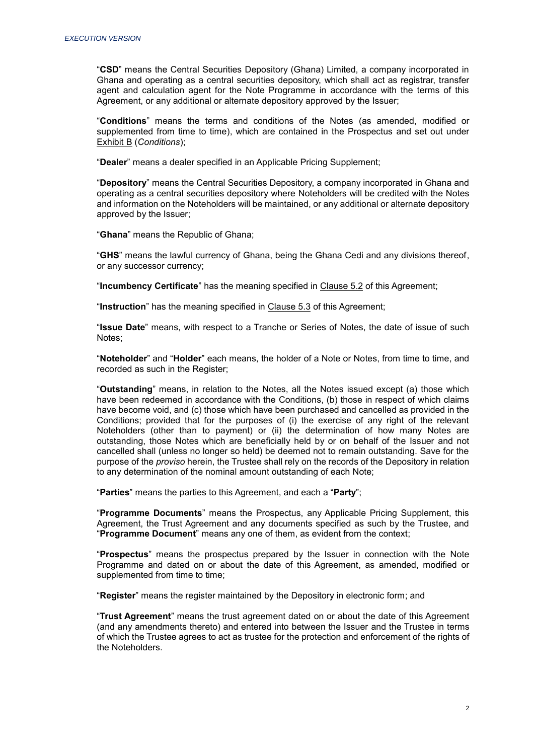"**CSD**" means the Central Securities Depository (Ghana) Limited, a company incorporated in Ghana and operating as a central securities depository, which shall act as registrar, transfer agent and calculation agent for the Note Programme in accordance with the terms of this Agreement, or any additional or alternate depository approved by the Issuer;

"**Conditions**" means the terms and conditions of the Notes (as amended, modified or supplemented from time to time), which are contained in the Prospectus and set out under Exhibit B (*Conditions*);

"**Dealer**" means a dealer specified in an Applicable Pricing Supplement;

"**Depository**" means the Central Securities Depository, a company incorporated in Ghana and operating as a central securities depository where Noteholders will be credited with the Notes and information on the Noteholders will be maintained, or any additional or alternate depository approved by the Issuer;

"**Ghana**" means the Republic of Ghana;

"**GHS**" means the lawful currency of Ghana, being the Ghana Cedi and any divisions thereof, or any successor currency;

"**Incumbency Certificate**" has the meaning specified in Clause 5.2 of this Agreement;

"**Instruction**" has the meaning specified in Clause 5.3 of this Agreement;

"**Issue Date**" means, with respect to a Tranche or Series of Notes, the date of issue of such Notes;

"**Noteholder**" and "**Holder**" each means, the holder of a Note or Notes, from time to time, and recorded as such in the Register;

"**Outstanding**" means, in relation to the Notes, all the Notes issued except (a) those which have been redeemed in accordance with the Conditions, (b) those in respect of which claims have become void, and (c) those which have been purchased and cancelled as provided in the Conditions; provided that for the purposes of (i) the exercise of any right of the relevant Noteholders (other than to payment) or (ii) the determination of how many Notes are outstanding, those Notes which are beneficially held by or on behalf of the Issuer and not cancelled shall (unless no longer so held) be deemed not to remain outstanding. Save for the purpose of the *proviso* herein, the Trustee shall rely on the records of the Depository in relation to any determination of the nominal amount outstanding of each Note;

"**Parties**" means the parties to this Agreement, and each a "**Party**";

"**Programme Documents**" means the Prospectus, any Applicable Pricing Supplement, this Agreement, the Trust Agreement and any documents specified as such by the Trustee, and "**Programme Document**" means any one of them, as evident from the context;

"**Prospectus**" means the prospectus prepared by the Issuer in connection with the Note Programme and dated on or about the date of this Agreement, as amended, modified or supplemented from time to time;

"**Register**" means the register maintained by the Depository in electronic form; and

"**Trust Agreement**" means the trust agreement dated on or about the date of this Agreement (and any amendments thereto) and entered into between the Issuer and the Trustee in terms of which the Trustee agrees to act as trustee for the protection and enforcement of the rights of the Noteholders.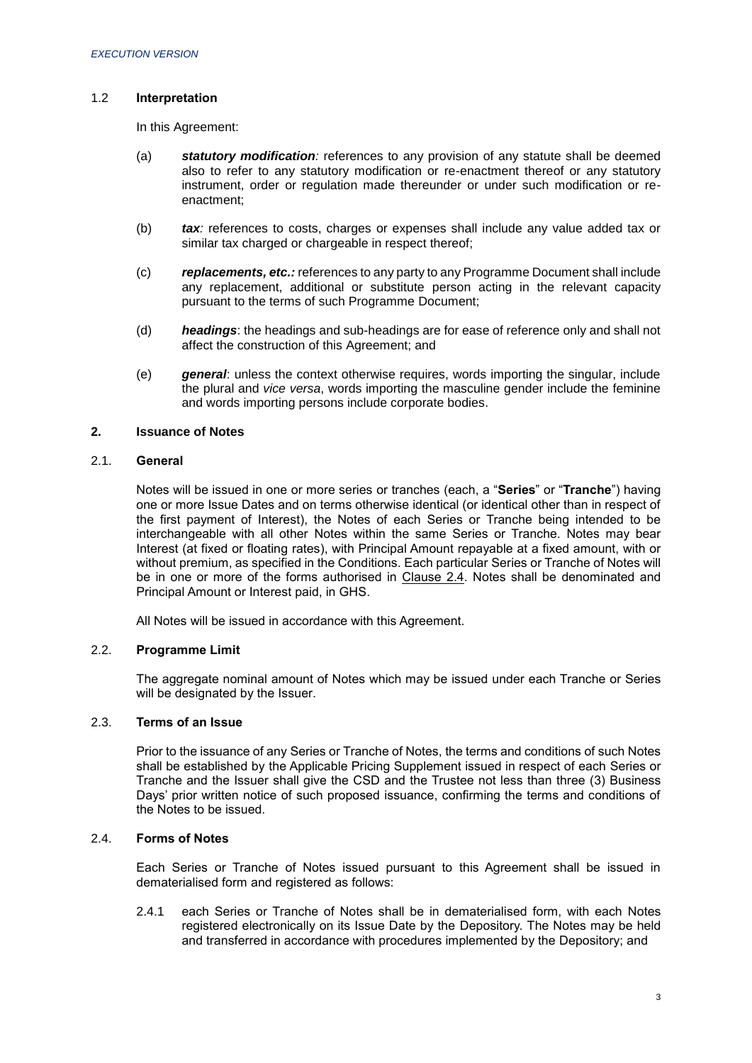### 1.2 **Interpretation**

In this Agreement:

(a) ***statutory modification:*** references to any provision of any statute shall be deemed also to refer to any statutory modification or re-enactment thereof or any statutory instrument, order or regulation made thereunder or under such modification or re-enactment;

(b) ***tax:*** references to costs, charges or expenses shall include any value added tax or similar tax charged or chargeable in respect thereof;

(c) ***replacements, etc.:*** references to any party to any Programme Document shall include any replacement, additional or substitute person acting in the relevant capacity pursuant to the terms of such Programme Document;

(d) ***headings***: the headings and sub-headings are for ease of reference only and shall not affect the construction of this Agreement; and

(e) ***general***: unless the context otherwise requires, words importing the singular, include the plural and *vice versa*, words importing the masculine gender include the feminine and words importing persons include corporate bodies.

## 2. **Issuance of Notes**

### 2.1. **General**

Notes will be issued in one or more series or tranches (each, a "**Series**" or "**Tranche**") having one or more Issue Dates and on terms otherwise identical (or identical other than in respect of the first payment of Interest), the Notes of each Series or Tranche being intended to be interchangeable with all other Notes within the same Series or Tranche. Notes may bear Interest (at fixed or floating rates), with Principal Amount repayable at a fixed amount, with or without premium, as specified in the Conditions. Each particular Series or Tranche of Notes will be in one or more of the forms authorised in Clause 2.4. Notes shall be denominated and Principal Amount or Interest paid, in GHS.

All Notes will be issued in accordance with this Agreement.

### 2.2. **Programme Limit**

The aggregate nominal amount of Notes which may be issued under each Tranche or Series will be designated by the Issuer.

### 2.3. **Terms of an Issue**

Prior to the issuance of any Series or Tranche of Notes, the terms and conditions of such Notes shall be established by the Applicable Pricing Supplement issued in respect of each Series or Tranche and the Issuer shall give the CSD and the Trustee not less than three (3) Business Days' prior written notice of such proposed issuance, confirming the terms and conditions of the Notes to be issued.

### 2.4. **Forms of Notes**

Each Series or Tranche of Notes issued pursuant to this Agreement shall be issued in dematerialised form and registered as follows:

2.4.1 each Series or Tranche of Notes shall be in dematerialised form, with each Notes registered electronically on its Issue Date by the Depository. The Notes may be held and transferred in accordance with procedures implemented by the Depository; and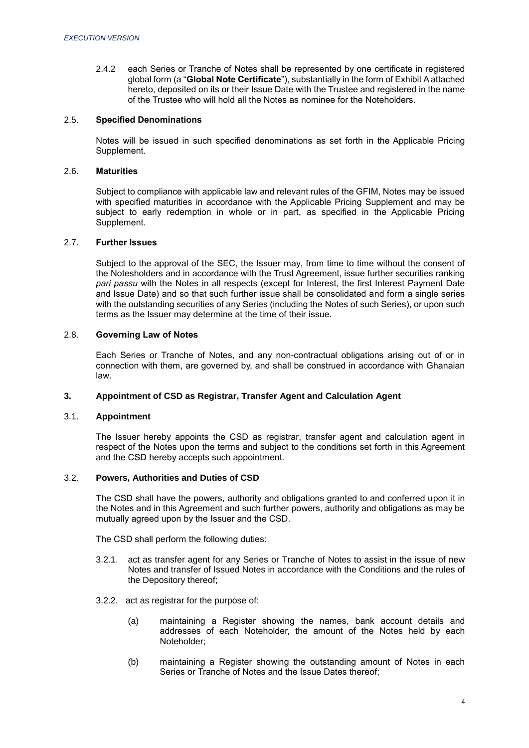2.4.2 each Series or Tranche of Notes shall be represented by one certificate in registered global form (a "**Global Note Certificate**"), substantially in the form of Exhibit A attached hereto, deposited on its or their Issue Date with the Trustee and registered in the name of the Trustee who will hold all the Notes as nominee for the Noteholders.

### 2.5. Specified Denominations

Notes will be issued in such specified denominations as set forth in the Applicable Pricing Supplement.

### 2.6. Maturities

Subject to compliance with applicable law and relevant rules of the GFIM, Notes may be issued with specified maturities in accordance with the Applicable Pricing Supplement and may be subject to early redemption in whole or in part, as specified in the Applicable Pricing Supplement.

### 2.7. Further Issues

Subject to the approval of the SEC, the Issuer may, from time to time without the consent of the Notesholders and in accordance with the Trust Agreement, issue further securities ranking *pari passu* with the Notes in all respects (except for Interest, the first Interest Payment Date and Issue Date) and so that such further issue shall be consolidated and form a single series with the outstanding securities of any Series (including the Notes of such Series), or upon such terms as the Issuer may determine at the time of their issue.

### 2.8. Governing Law of Notes

Each Series or Tranche of Notes, and any non-contractual obligations arising out of or in connection with them, are governed by, and shall be construed in accordance with Ghanaian law.

## 3. Appointment of CSD as Registrar, Transfer Agent and Calculation Agent

### 3.1. Appointment

The Issuer hereby appoints the CSD as registrar, transfer agent and calculation agent in respect of the Notes upon the terms and subject to the conditions set forth in this Agreement and the CSD hereby accepts such appointment.

### 3.2. Powers, Authorities and Duties of CSD

The CSD shall have the powers, authority and obligations granted to and conferred upon it in the Notes and in this Agreement and such further powers, authority and obligations as may be mutually agreed upon by the Issuer and the CSD.

The CSD shall perform the following duties:

3.2.1. act as transfer agent for any Series or Tranche of Notes to assist in the issue of new Notes and transfer of Issued Notes in accordance with the Conditions and the rules of the Depository thereof;

3.2.2. act as registrar for the purpose of:

(a) maintaining a Register showing the names, bank account details and addresses of each Noteholder, the amount of the Notes held by each Noteholder;

(b) maintaining a Register showing the outstanding amount of Notes in each Series or Tranche of Notes and the Issue Dates thereof;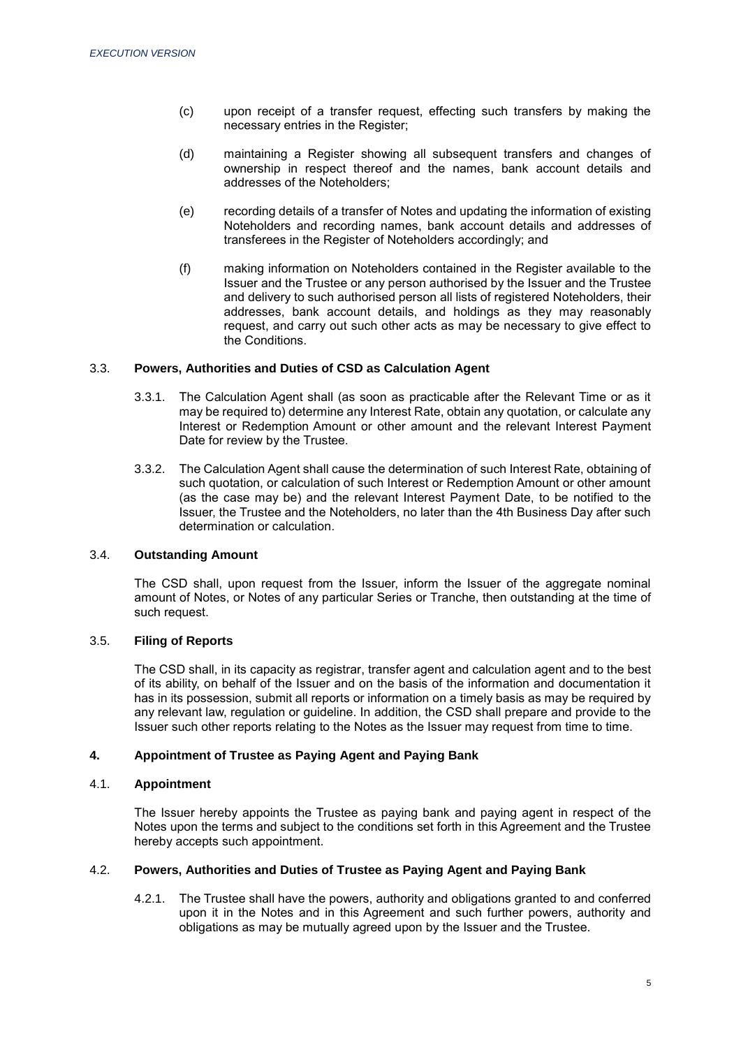(c) upon receipt of a transfer request, effecting such transfers by making the necessary entries in the Register;

(d) maintaining a Register showing all subsequent transfers and changes of ownership in respect thereof and the names, bank account details and addresses of the Noteholders;

(e) recording details of a transfer of Notes and updating the information of existing Noteholders and recording names, bank account details and addresses of transferees in the Register of Noteholders accordingly; and

(f) making information on Noteholders contained in the Register available to the Issuer and the Trustee or any person authorised by the Issuer and the Trustee and delivery to such authorised person all lists of registered Noteholders, their addresses, bank account details, and holdings as they may reasonably request, and carry out such other acts as may be necessary to give effect to the Conditions.

### 3.3. Powers, Authorities and Duties of CSD as Calculation Agent

3.3.1. The Calculation Agent shall (as soon as practicable after the Relevant Time or as it may be required to) determine any Interest Rate, obtain any quotation, or calculate any Interest or Redemption Amount or other amount and the relevant Interest Payment Date for review by the Trustee.

3.3.2. The Calculation Agent shall cause the determination of such Interest Rate, obtaining of such quotation, or calculation of such Interest or Redemption Amount or other amount (as the case may be) and the relevant Interest Payment Date, to be notified to the Issuer, the Trustee and the Noteholders, no later than the 4th Business Day after such determination or calculation.

### 3.4. Outstanding Amount

The CSD shall, upon request from the Issuer, inform the Issuer of the aggregate nominal amount of Notes, or Notes of any particular Series or Tranche, then outstanding at the time of such request.

### 3.5. Filing of Reports

The CSD shall, in its capacity as registrar, transfer agent and calculation agent and to the best of its ability, on behalf of the Issuer and on the basis of the information and documentation it has in its possession, submit all reports or information on a timely basis as may be required by any relevant law, regulation or guideline. In addition, the CSD shall prepare and provide to the Issuer such other reports relating to the Notes as the Issuer may request from time to time.

## 4. Appointment of Trustee as Paying Agent and Paying Bank

### 4.1. Appointment

The Issuer hereby appoints the Trustee as paying bank and paying agent in respect of the Notes upon the terms and subject to the conditions set forth in this Agreement and the Trustee hereby accepts such appointment.

### 4.2. Powers, Authorities and Duties of Trustee as Paying Agent and Paying Bank

4.2.1. The Trustee shall have the powers, authority and obligations granted to and conferred upon it in the Notes and in this Agreement and such further powers, authority and obligations as may be mutually agreed upon by the Issuer and the Trustee.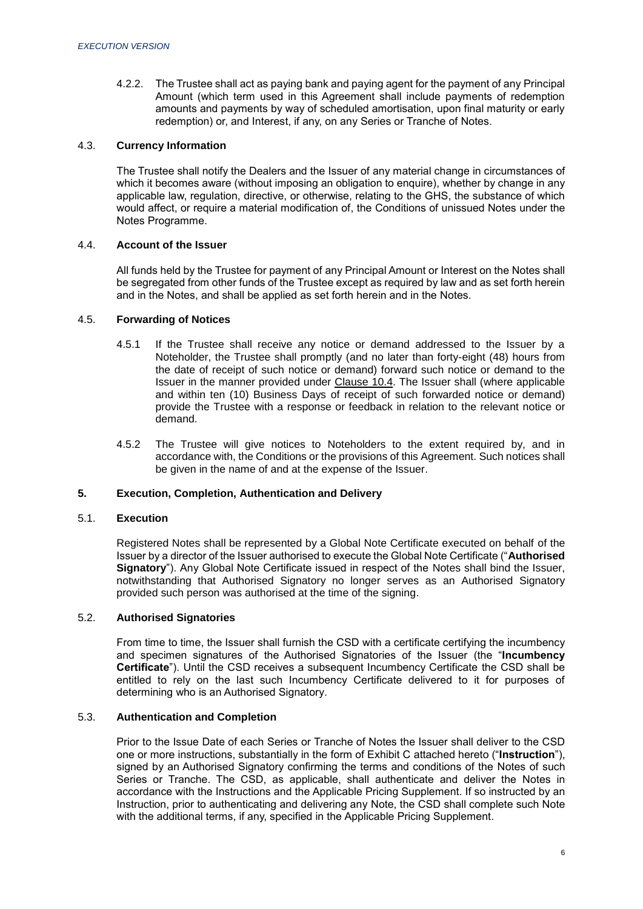4.2.2. The Trustee shall act as paying bank and paying agent for the payment of any Principal Amount (which term used in this Agreement shall include payments of redemption amounts and payments by way of scheduled amortisation, upon final maturity or early redemption) or, and Interest, if any, on any Series or Tranche of Notes.

### 4.3. Currency Information

The Trustee shall notify the Dealers and the Issuer of any material change in circumstances of which it becomes aware (without imposing an obligation to enquire), whether by change in any applicable law, regulation, directive, or otherwise, relating to the GHS, the substance of which would affect, or require a material modification of, the Conditions of unissued Notes under the Notes Programme.

### 4.4. Account of the Issuer

All funds held by the Trustee for payment of any Principal Amount or Interest on the Notes shall be segregated from other funds of the Trustee except as required by law and as set forth herein and in the Notes, and shall be applied as set forth herein and in the Notes.

### 4.5. Forwarding of Notices

4.5.1 If the Trustee shall receive any notice or demand addressed to the Issuer by a Noteholder, the Trustee shall promptly (and no later than forty-eight (48) hours from the date of receipt of such notice or demand) forward such notice or demand to the Issuer in the manner provided under Clause 10.4. The Issuer shall (where applicable and within ten (10) Business Days of receipt of such forwarded notice or demand) provide the Trustee with a response or feedback in relation to the relevant notice or demand.

4.5.2 The Trustee will give notices to Noteholders to the extent required by, and in accordance with, the Conditions or the provisions of this Agreement. Such notices shall be given in the name of and at the expense of the Issuer.

## 5. Execution, Completion, Authentication and Delivery

### 5.1. Execution

Registered Notes shall be represented by a Global Note Certificate executed on behalf of the Issuer by a director of the Issuer authorised to execute the Global Note Certificate ("**Authorised Signatory**"). Any Global Note Certificate issued in respect of the Notes shall bind the Issuer, notwithstanding that Authorised Signatory no longer serves as an Authorised Signatory provided such person was authorised at the time of the signing.

### 5.2. Authorised Signatories

From time to time, the Issuer shall furnish the CSD with a certificate certifying the incumbency and specimen signatures of the Authorised Signatories of the Issuer (the "**Incumbency Certificate**"). Until the CSD receives a subsequent Incumbency Certificate the CSD shall be entitled to rely on the last such Incumbency Certificate delivered to it for purposes of determining who is an Authorised Signatory.

### 5.3. Authentication and Completion

Prior to the Issue Date of each Series or Tranche of Notes the Issuer shall deliver to the CSD one or more instructions, substantially in the form of Exhibit C attached hereto ("**Instruction**"), signed by an Authorised Signatory confirming the terms and conditions of the Notes of such Series or Tranche. The CSD, as applicable, shall authenticate and deliver the Notes in accordance with the Instructions and the Applicable Pricing Supplement. If so instructed by an Instruction, prior to authenticating and delivering any Note, the CSD shall complete such Note with the additional terms, if any, specified in the Applicable Pricing Supplement.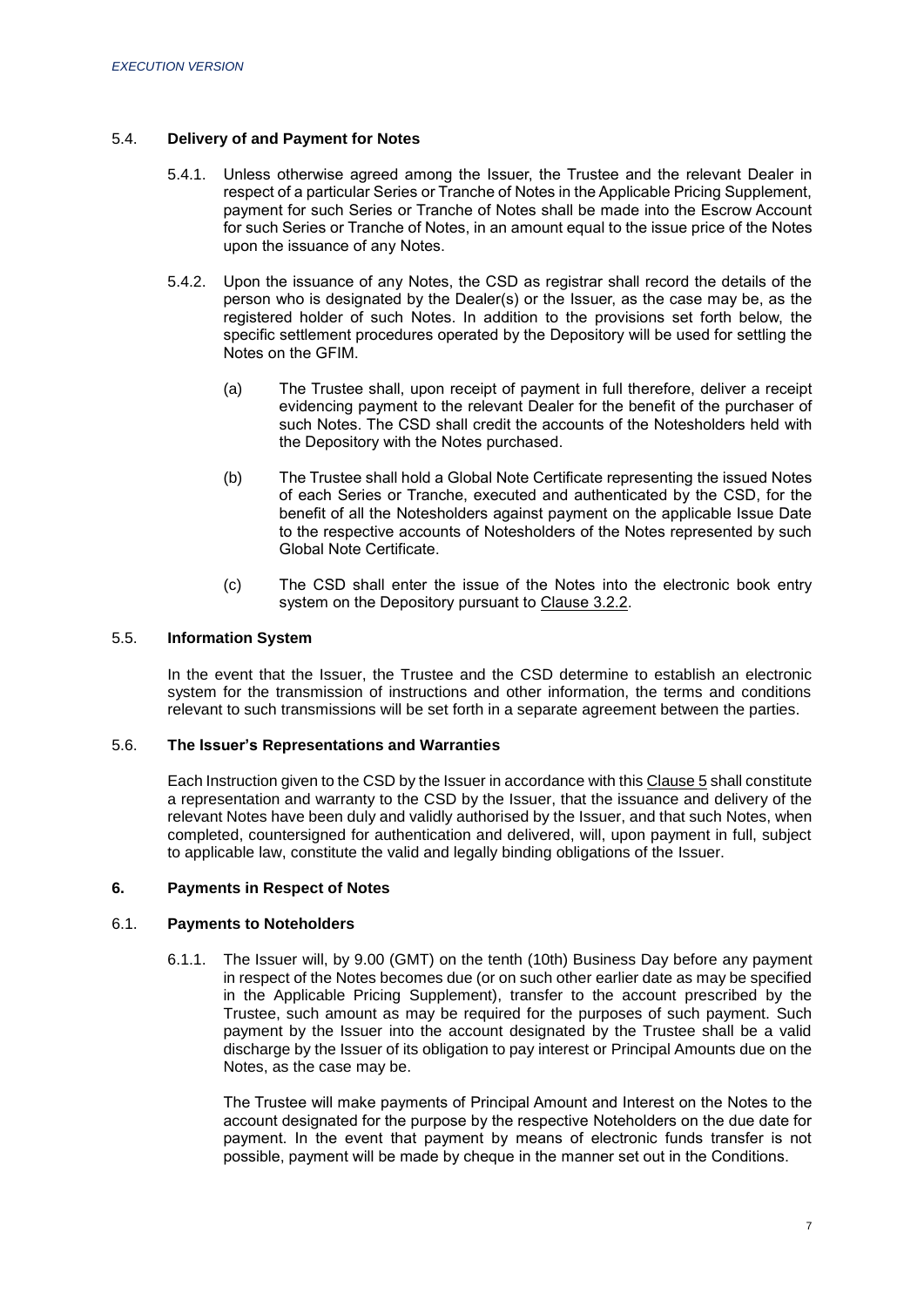### 5.4. **Delivery of and Payment for Notes**

5.4.1. Unless otherwise agreed among the Issuer, the Trustee and the relevant Dealer in respect of a particular Series or Tranche of Notes in the Applicable Pricing Supplement, payment for such Series or Tranche of Notes shall be made into the Escrow Account for such Series or Tranche of Notes, in an amount equal to the issue price of the Notes upon the issuance of any Notes.

5.4.2. Upon the issuance of any Notes, the CSD as registrar shall record the details of the person who is designated by the Dealer(s) or the Issuer, as the case may be, as the registered holder of such Notes. In addition to the provisions set forth below, the specific settlement procedures operated by the Depository will be used for settling the Notes on the GFIM.

(a) The Trustee shall, upon receipt of payment in full therefore, deliver a receipt evidencing payment to the relevant Dealer for the benefit of the purchaser of such Notes. The CSD shall credit the accounts of the Notesholders held with the Depository with the Notes purchased.

(b) The Trustee shall hold a Global Note Certificate representing the issued Notes of each Series or Tranche, executed and authenticated by the CSD, for the benefit of all the Notesholders against payment on the applicable Issue Date to the respective accounts of Notesholders of the Notes represented by such Global Note Certificate.

(c) The CSD shall enter the issue of the Notes into the electronic book entry system on the Depository pursuant to Clause 3.2.2.

### 5.5. **Information System**

In the event that the Issuer, the Trustee and the CSD determine to establish an electronic system for the transmission of instructions and other information, the terms and conditions relevant to such transmissions will be set forth in a separate agreement between the parties.

### 5.6. **The Issuer's Representations and Warranties**

Each Instruction given to the CSD by the Issuer in accordance with this Clause 5 shall constitute a representation and warranty to the CSD by the Issuer, that the issuance and delivery of the relevant Notes have been duly and validly authorised by the Issuer, and that such Notes, when completed, countersigned for authentication and delivered, will, upon payment in full, subject to applicable law, constitute the valid and legally binding obligations of the Issuer.

## 6. **Payments in Respect of Notes**

### 6.1. **Payments to Noteholders**

6.1.1. The Issuer will, by 9.00 (GMT) on the tenth (10th) Business Day before any payment in respect of the Notes becomes due (or on such other earlier date as may be specified in the Applicable Pricing Supplement), transfer to the account prescribed by the Trustee, such amount as may be required for the purposes of such payment. Such payment by the Issuer into the account designated by the Trustee shall be a valid discharge by the Issuer of its obligation to pay interest or Principal Amounts due on the Notes, as the case may be.

The Trustee will make payments of Principal Amount and Interest on the Notes to the account designated for the purpose by the respective Noteholders on the due date for payment. In the event that payment by means of electronic funds transfer is not possible, payment will be made by cheque in the manner set out in the Conditions.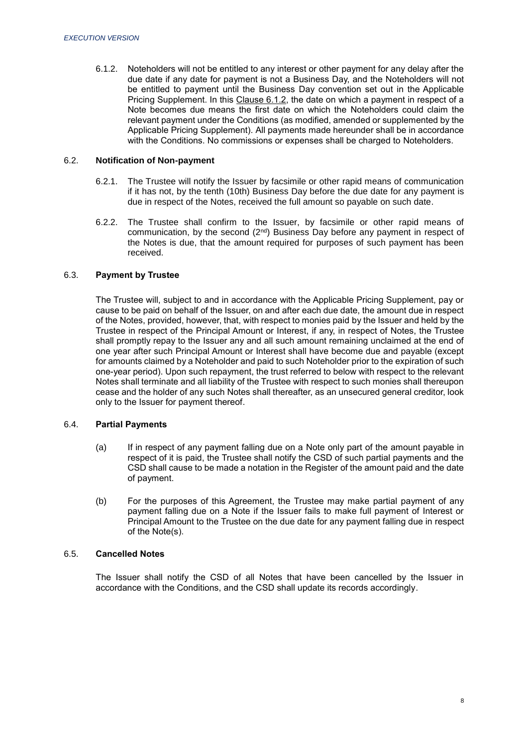6.1.2. Noteholders will not be entitled to any interest or other payment for any delay after the due date if any date for payment is not a Business Day, and the Noteholders will not be entitled to payment until the Business Day convention set out in the Applicable Pricing Supplement. In this Clause 6.1.2, the date on which a payment in respect of a Note becomes due means the first date on which the Noteholders could claim the relevant payment under the Conditions (as modified, amended or supplemented by the Applicable Pricing Supplement). All payments made hereunder shall be in accordance with the Conditions. No commissions or expenses shall be charged to Noteholders.

### 6.2. **Notification of Non-payment**

6.2.1. The Trustee will notify the Issuer by facsimile or other rapid means of communication if it has not, by the tenth (10th) Business Day before the due date for any payment is due in respect of the Notes, received the full amount so payable on such date.

6.2.2. The Trustee shall confirm to the Issuer, by facsimile or other rapid means of communication, by the second (2nd) Business Day before any payment in respect of the Notes is due, that the amount required for purposes of such payment has been received.

### 6.3. **Payment by Trustee**

The Trustee will, subject to and in accordance with the Applicable Pricing Supplement, pay or cause to be paid on behalf of the Issuer, on and after each due date, the amount due in respect of the Notes, provided, however, that, with respect to monies paid by the Issuer and held by the Trustee in respect of the Principal Amount or Interest, if any, in respect of Notes, the Trustee shall promptly repay to the Issuer any and all such amount remaining unclaimed at the end of one year after such Principal Amount or Interest shall have become due and payable (except for amounts claimed by a Noteholder and paid to such Noteholder prior to the expiration of such one-year period). Upon such repayment, the trust referred to below with respect to the relevant Notes shall terminate and all liability of the Trustee with respect to such monies shall thereupon cease and the holder of any such Notes shall thereafter, as an unsecured general creditor, look only to the Issuer for payment thereof.

### 6.4. **Partial Payments**

(a) If in respect of any payment falling due on a Note only part of the amount payable in respect of it is paid, the Trustee shall notify the CSD of such partial payments and the CSD shall cause to be made a notation in the Register of the amount paid and the date of payment.

(b) For the purposes of this Agreement, the Trustee may make partial payment of any payment falling due on a Note if the Issuer fails to make full payment of Interest or Principal Amount to the Trustee on the due date for any payment falling due in respect of the Note(s).

### 6.5. **Cancelled Notes**

The Issuer shall notify the CSD of all Notes that have been cancelled by the Issuer in accordance with the Conditions, and the CSD shall update its records accordingly.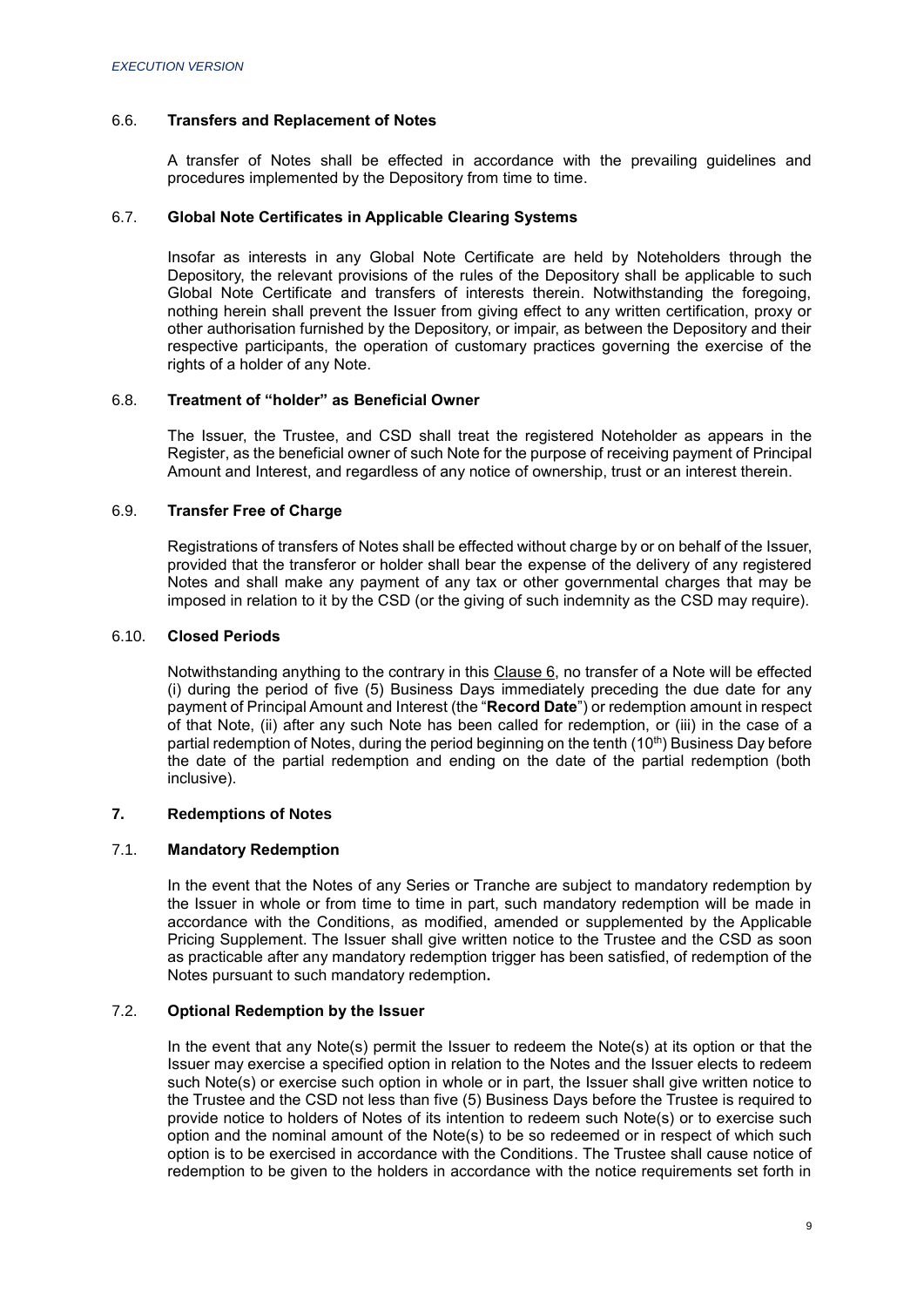### 6.6. Transfers and Replacement of Notes

A transfer of Notes shall be effected in accordance with the prevailing guidelines and procedures implemented by the Depository from time to time.

### 6.7. Global Note Certificates in Applicable Clearing Systems

Insofar as interests in any Global Note Certificate are held by Noteholders through the Depository, the relevant provisions of the rules of the Depository shall be applicable to such Global Note Certificate and transfers of interests therein. Notwithstanding the foregoing, nothing herein shall prevent the Issuer from giving effect to any written certification, proxy or other authorisation furnished by the Depository, or impair, as between the Depository and their respective participants, the operation of customary practices governing the exercise of the rights of a holder of any Note.

### 6.8. Treatment of "holder" as Beneficial Owner

The Issuer, the Trustee, and CSD shall treat the registered Noteholder as appears in the Register, as the beneficial owner of such Note for the purpose of receiving payment of Principal Amount and Interest, and regardless of any notice of ownership, trust or an interest therein.

### 6.9. Transfer Free of Charge

Registrations of transfers of Notes shall be effected without charge by or on behalf of the Issuer, provided that the transferor or holder shall bear the expense of the delivery of any registered Notes and shall make any payment of any tax or other governmental charges that may be imposed in relation to it by the CSD (or the giving of such indemnity as the CSD may require).

### 6.10. Closed Periods

Notwithstanding anything to the contrary in this Clause 6, no transfer of a Note will be effected (i) during the period of five (5) Business Days immediately preceding the due date for any payment of Principal Amount and Interest (the "**Record Date**") or redemption amount in respect of that Note, (ii) after any such Note has been called for redemption, or (iii) in the case of a partial redemption of Notes, during the period beginning on the tenth (10th) Business Day before the date of the partial redemption and ending on the date of the partial redemption (both inclusive).

## 7. Redemptions of Notes

### 7.1. Mandatory Redemption

In the event that the Notes of any Series or Tranche are subject to mandatory redemption by the Issuer in whole or from time to time in part, such mandatory redemption will be made in accordance with the Conditions, as modified, amended or supplemented by the Applicable Pricing Supplement. The Issuer shall give written notice to the Trustee and the CSD as soon as practicable after any mandatory redemption trigger has been satisfied, of redemption of the Notes pursuant to such mandatory redemption**.**

### 7.2. Optional Redemption by the Issuer

In the event that any Note(s) permit the Issuer to redeem the Note(s) at its option or that the Issuer may exercise a specified option in relation to the Notes and the Issuer elects to redeem such Note(s) or exercise such option in whole or in part, the Issuer shall give written notice to the Trustee and the CSD not less than five (5) Business Days before the Trustee is required to provide notice to holders of Notes of its intention to redeem such Note(s) or to exercise such option and the nominal amount of the Note(s) to be so redeemed or in respect of which such option is to be exercised in accordance with the Conditions. The Trustee shall cause notice of redemption to be given to the holders in accordance with the notice requirements set forth in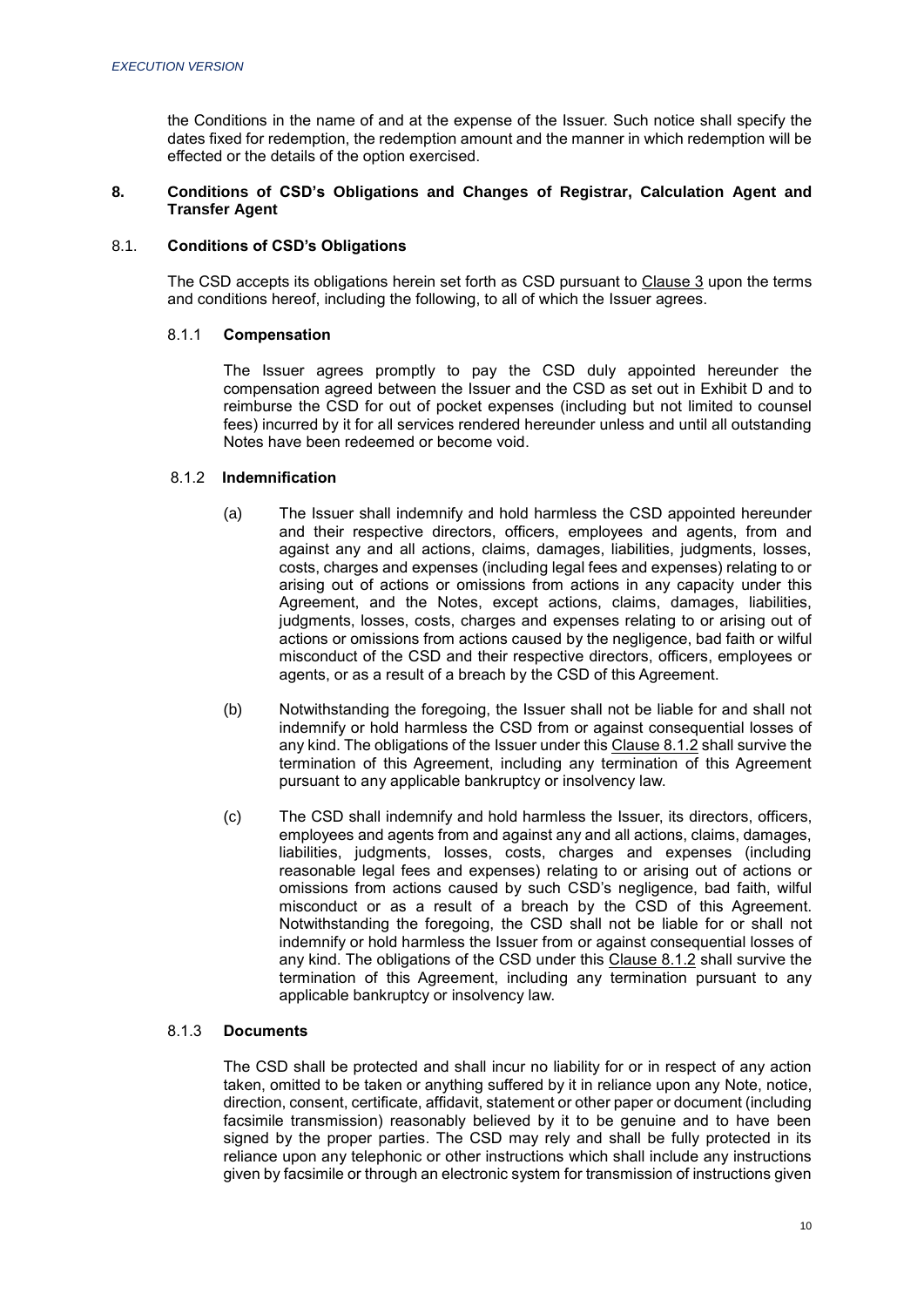the Conditions in the name of and at the expense of the Issuer. Such notice shall specify the dates fixed for redemption, the redemption amount and the manner in which redemption will be effected or the details of the option exercised.

## 8. Conditions of CSD's Obligations and Changes of Registrar, Calculation Agent and Transfer Agent

### 8.1. Conditions of CSD's Obligations

The CSD accepts its obligations herein set forth as CSD pursuant to Clause 3 upon the terms and conditions hereof, including the following, to all of which the Issuer agrees.

#### 8.1.1 Compensation

The Issuer agrees promptly to pay the CSD duly appointed hereunder the compensation agreed between the Issuer and the CSD as set out in Exhibit D and to reimburse the CSD for out of pocket expenses (including but not limited to counsel fees) incurred by it for all services rendered hereunder unless and until all outstanding Notes have been redeemed or become void.

#### 8.1.2 Indemnification

(a) The Issuer shall indemnify and hold harmless the CSD appointed hereunder and their respective directors, officers, employees and agents, from and against any and all actions, claims, damages, liabilities, judgments, losses, costs, charges and expenses (including legal fees and expenses) relating to or arising out of actions or omissions from actions in any capacity under this Agreement, and the Notes, except actions, claims, damages, liabilities, judgments, losses, costs, charges and expenses relating to or arising out of actions or omissions from actions caused by the negligence, bad faith or wilful misconduct of the CSD and their respective directors, officers, employees or agents, or as a result of a breach by the CSD of this Agreement.

(b) Notwithstanding the foregoing, the Issuer shall not be liable for and shall not indemnify or hold harmless the CSD from or against consequential losses of any kind. The obligations of the Issuer under this Clause 8.1.2 shall survive the termination of this Agreement, including any termination of this Agreement pursuant to any applicable bankruptcy or insolvency law.

(c) The CSD shall indemnify and hold harmless the Issuer, its directors, officers, employees and agents from and against any and all actions, claims, damages, liabilities, judgments, losses, costs, charges and expenses (including reasonable legal fees and expenses) relating to or arising out of actions or omissions from actions caused by such CSD's negligence, bad faith, wilful misconduct or as a result of a breach by the CSD of this Agreement. Notwithstanding the foregoing, the CSD shall not be liable for or shall not indemnify or hold harmless the Issuer from or against consequential losses of any kind. The obligations of the CSD under this Clause 8.1.2 shall survive the termination of this Agreement, including any termination pursuant to any applicable bankruptcy or insolvency law.

#### 8.1.3 Documents

The CSD shall be protected and shall incur no liability for or in respect of any action taken, omitted to be taken or anything suffered by it in reliance upon any Note, notice, direction, consent, certificate, affidavit, statement or other paper or document (including facsimile transmission) reasonably believed by it to be genuine and to have been signed by the proper parties. The CSD may rely and shall be fully protected in its reliance upon any telephonic or other instructions which shall include any instructions given by facsimile or through an electronic system for transmission of instructions given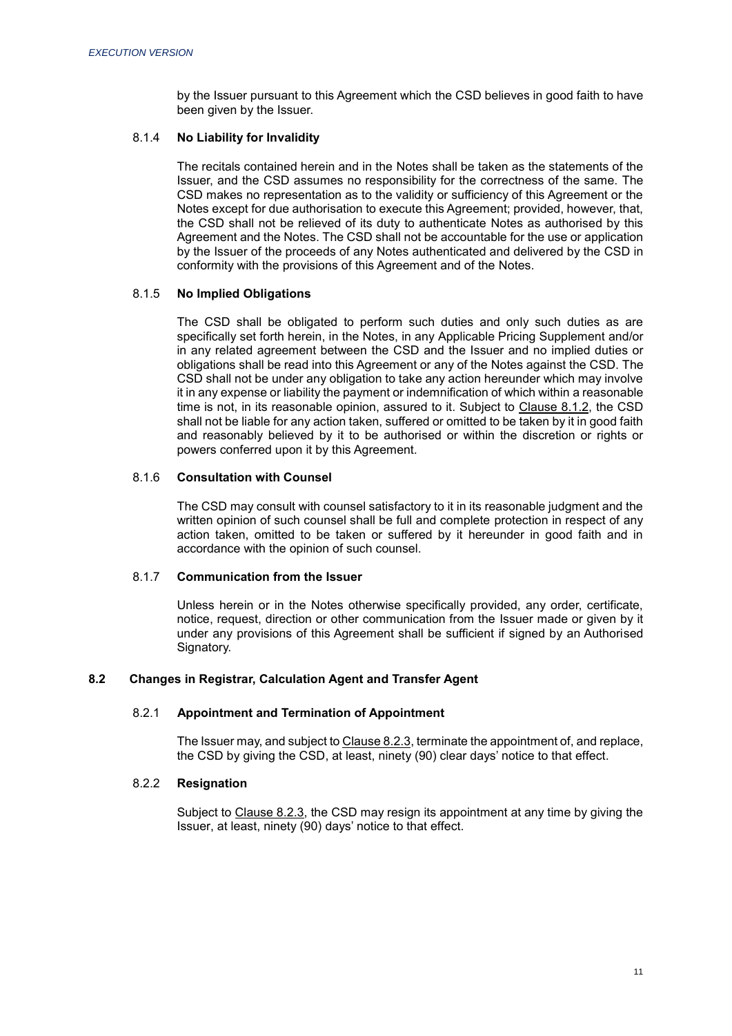by the Issuer pursuant to this Agreement which the CSD believes in good faith to have been given by the Issuer.

#### 8.1.4 **No Liability for Invalidity**

The recitals contained herein and in the Notes shall be taken as the statements of the Issuer, and the CSD assumes no responsibility for the correctness of the same. The CSD makes no representation as to the validity or sufficiency of this Agreement or the Notes except for due authorisation to execute this Agreement; provided, however, that, the CSD shall not be relieved of its duty to authenticate Notes as authorised by this Agreement and the Notes. The CSD shall not be accountable for the use or application by the Issuer of the proceeds of any Notes authenticated and delivered by the CSD in conformity with the provisions of this Agreement and of the Notes.

#### 8.1.5 **No Implied Obligations**

The CSD shall be obligated to perform such duties and only such duties as are specifically set forth herein, in the Notes, in any Applicable Pricing Supplement and/or in any related agreement between the CSD and the Issuer and no implied duties or obligations shall be read into this Agreement or any of the Notes against the CSD. The CSD shall not be under any obligation to take any action hereunder which may involve it in any expense or liability the payment or indemnification of which within a reasonable time is not, in its reasonable opinion, assured to it. Subject to Clause 8.1.2, the CSD shall not be liable for any action taken, suffered or omitted to be taken by it in good faith and reasonably believed by it to be authorised or within the discretion or rights or powers conferred upon it by this Agreement.

#### 8.1.6 **Consultation with Counsel**

The CSD may consult with counsel satisfactory to it in its reasonable judgment and the written opinion of such counsel shall be full and complete protection in respect of any action taken, omitted to be taken or suffered by it hereunder in good faith and in accordance with the opinion of such counsel.

#### 8.1.7 **Communication from the Issuer**

Unless herein or in the Notes otherwise specifically provided, any order, certificate, notice, request, direction or other communication from the Issuer made or given by it under any provisions of this Agreement shall be sufficient if signed by an Authorised Signatory.

### 8.2 **Changes in Registrar, Calculation Agent and Transfer Agent**

#### 8.2.1 **Appointment and Termination of Appointment**

The Issuer may, and subject to Clause 8.2.3, terminate the appointment of, and replace, the CSD by giving the CSD, at least, ninety (90) clear days' notice to that effect.

#### 8.2.2 **Resignation**

Subject to Clause 8.2.3, the CSD may resign its appointment at any time by giving the Issuer, at least, ninety (90) days' notice to that effect.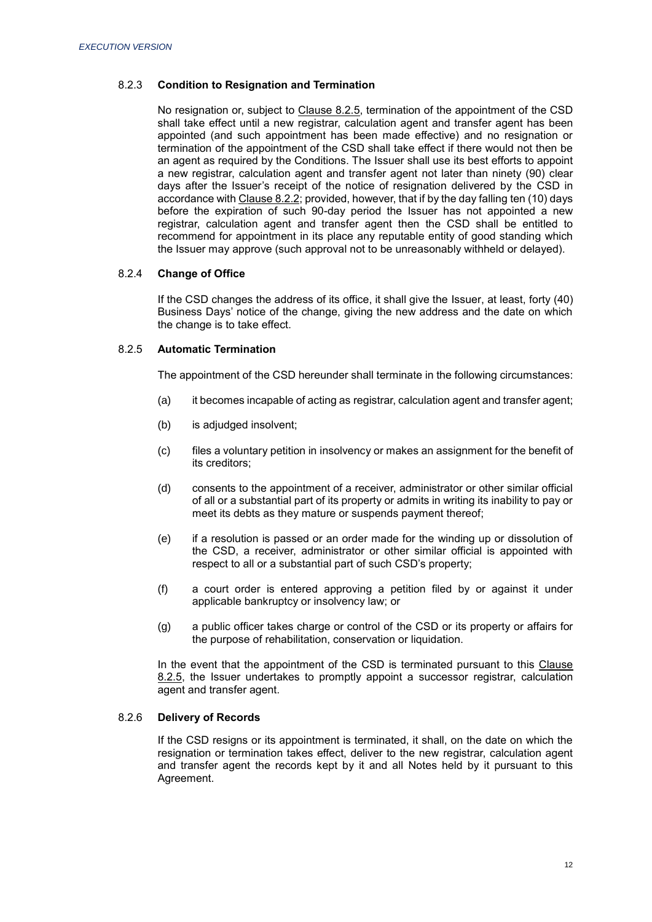#### 8.2.3 **Condition to Resignation and Termination**

No resignation or, subject to Clause 8.2.5, termination of the appointment of the CSD shall take effect until a new registrar, calculation agent and transfer agent has been appointed (and such appointment has been made effective) and no resignation or termination of the appointment of the CSD shall take effect if there would not then be an agent as required by the Conditions. The Issuer shall use its best efforts to appoint a new registrar, calculation agent and transfer agent not later than ninety (90) clear days after the Issuer's receipt of the notice of resignation delivered by the CSD in accordance with Clause 8.2.2; provided, however, that if by the day falling ten (10) days before the expiration of such 90-day period the Issuer has not appointed a new registrar, calculation agent and transfer agent then the CSD shall be entitled to recommend for appointment in its place any reputable entity of good standing which the Issuer may approve (such approval not to be unreasonably withheld or delayed).

#### 8.2.4 **Change of Office**

If the CSD changes the address of its office, it shall give the Issuer, at least, forty (40) Business Days' notice of the change, giving the new address and the date on which the change is to take effect.

#### 8.2.5 **Automatic Termination**

The appointment of the CSD hereunder shall terminate in the following circumstances:

(a) it becomes incapable of acting as registrar, calculation agent and transfer agent;

(b) is adjudged insolvent;

(c) files a voluntary petition in insolvency or makes an assignment for the benefit of its creditors;

(d) consents to the appointment of a receiver, administrator or other similar official of all or a substantial part of its property or admits in writing its inability to pay or meet its debts as they mature or suspends payment thereof;

(e) if a resolution is passed or an order made for the winding up or dissolution of the CSD, a receiver, administrator or other similar official is appointed with respect to all or a substantial part of such CSD's property;

(f) a court order is entered approving a petition filed by or against it under applicable bankruptcy or insolvency law; or

(g) a public officer takes charge or control of the CSD or its property or affairs for the purpose of rehabilitation, conservation or liquidation.

In the event that the appointment of the CSD is terminated pursuant to this Clause 8.2.5, the Issuer undertakes to promptly appoint a successor registrar, calculation agent and transfer agent.

#### 8.2.6 **Delivery of Records**

If the CSD resigns or its appointment is terminated, it shall, on the date on which the resignation or termination takes effect, deliver to the new registrar, calculation agent and transfer agent the records kept by it and all Notes held by it pursuant to this Agreement.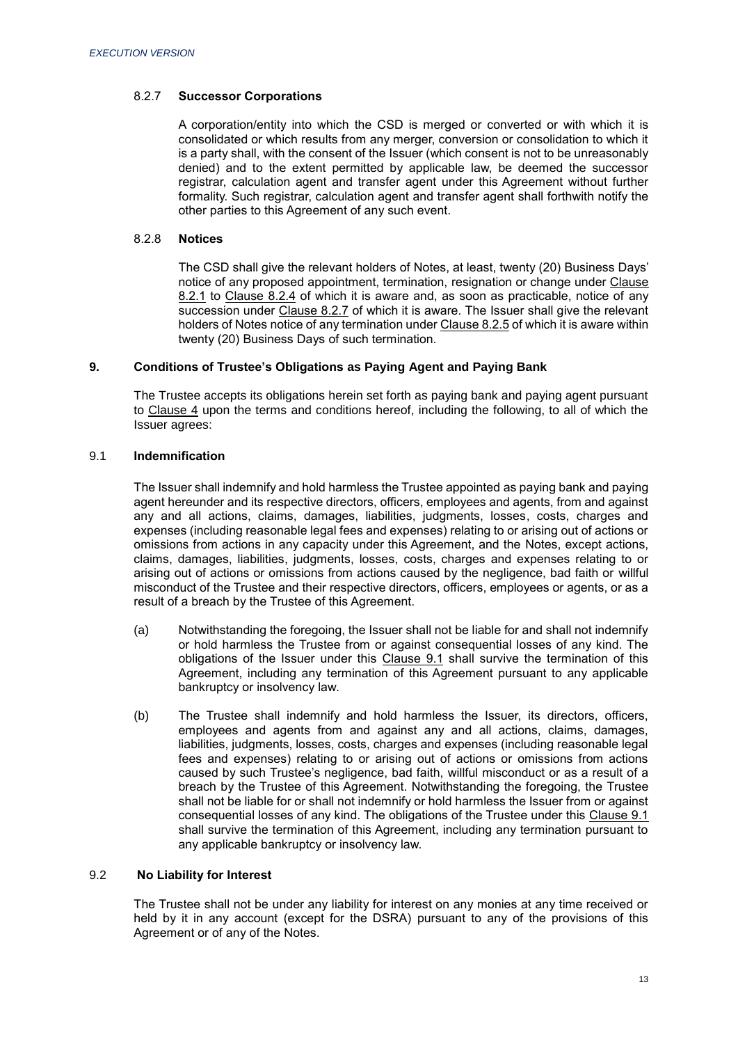#### 8.2.7 **Successor Corporations**

A corporation/entity into which the CSD is merged or converted or with which it is consolidated or which results from any merger, conversion or consolidation to which it is a party shall, with the consent of the Issuer (which consent is not to be unreasonably denied) and to the extent permitted by applicable law, be deemed the successor registrar, calculation agent and transfer agent under this Agreement without further formality. Such registrar, calculation agent and transfer agent shall forthwith notify the other parties to this Agreement of any such event.

#### 8.2.8 **Notices**

The CSD shall give the relevant holders of Notes, at least, twenty (20) Business Days' notice of any proposed appointment, termination, resignation or change under Clause 8.2.1 to Clause 8.2.4 of which it is aware and, as soon as practicable, notice of any succession under Clause 8.2.7 of which it is aware. The Issuer shall give the relevant holders of Notes notice of any termination under Clause 8.2.5 of which it is aware within twenty (20) Business Days of such termination.

## 9. Conditions of Trustee's Obligations as Paying Agent and Paying Bank

The Trustee accepts its obligations herein set forth as paying bank and paying agent pursuant to Clause 4 upon the terms and conditions hereof, including the following, to all of which the Issuer agrees:

### 9.1 **Indemnification**

The Issuer shall indemnify and hold harmless the Trustee appointed as paying bank and paying agent hereunder and its respective directors, officers, employees and agents, from and against any and all actions, claims, damages, liabilities, judgments, losses, costs, charges and expenses (including reasonable legal fees and expenses) relating to or arising out of actions or omissions from actions in any capacity under this Agreement, and the Notes, except actions, claims, damages, liabilities, judgments, losses, costs, charges and expenses relating to or arising out of actions or omissions from actions caused by the negligence, bad faith or willful misconduct of the Trustee and their respective directors, officers, employees or agents, or as a result of a breach by the Trustee of this Agreement.

(a) Notwithstanding the foregoing, the Issuer shall not be liable for and shall not indemnify or hold harmless the Trustee from or against consequential losses of any kind. The obligations of the Issuer under this Clause 9.1 shall survive the termination of this Agreement, including any termination of this Agreement pursuant to any applicable bankruptcy or insolvency law.

(b) The Trustee shall indemnify and hold harmless the Issuer, its directors, officers, employees and agents from and against any and all actions, claims, damages, liabilities, judgments, losses, costs, charges and expenses (including reasonable legal fees and expenses) relating to or arising out of actions or omissions from actions caused by such Trustee's negligence, bad faith, willful misconduct or as a result of a breach by the Trustee of this Agreement. Notwithstanding the foregoing, the Trustee shall not be liable for or shall not indemnify or hold harmless the Issuer from or against consequential losses of any kind. The obligations of the Trustee under this Clause 9.1 shall survive the termination of this Agreement, including any termination pursuant to any applicable bankruptcy or insolvency law.

### 9.2 **No Liability for Interest**

The Trustee shall not be under any liability for interest on any monies at any time received or held by it in any account (except for the DSRA) pursuant to any of the provisions of this Agreement or of any of the Notes.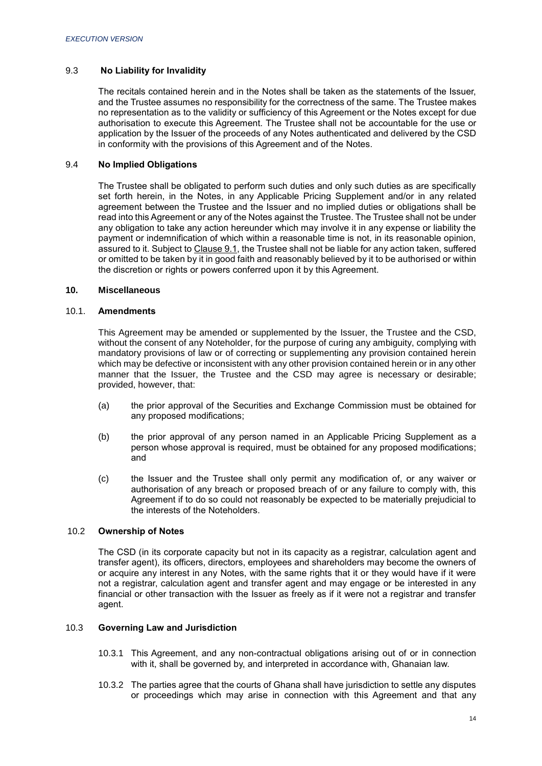### 9.3 No Liability for Invalidity

The recitals contained herein and in the Notes shall be taken as the statements of the Issuer, and the Trustee assumes no responsibility for the correctness of the same. The Trustee makes no representation as to the validity or sufficiency of this Agreement or the Notes except for due authorisation to execute this Agreement. The Trustee shall not be accountable for the use or application by the Issuer of the proceeds of any Notes authenticated and delivered by the CSD in conformity with the provisions of this Agreement and of the Notes.

### 9.4 No Implied Obligations

The Trustee shall be obligated to perform such duties and only such duties as are specifically set forth herein, in the Notes, in any Applicable Pricing Supplement and/or in any related agreement between the Trustee and the Issuer and no implied duties or obligations shall be read into this Agreement or any of the Notes against the Trustee. The Trustee shall not be under any obligation to take any action hereunder which may involve it in any expense or liability the payment or indemnification of which within a reasonable time is not, in its reasonable opinion, assured to it. Subject to Clause 9.1, the Trustee shall not be liable for any action taken, suffered or omitted to be taken by it in good faith and reasonably believed by it to be authorised or within the discretion or rights or powers conferred upon it by this Agreement.

## 10. Miscellaneous

### 10.1. Amendments

This Agreement may be amended or supplemented by the Issuer, the Trustee and the CSD, without the consent of any Noteholder, for the purpose of curing any ambiguity, complying with mandatory provisions of law or of correcting or supplementing any provision contained herein which may be defective or inconsistent with any other provision contained herein or in any other manner that the Issuer, the Trustee and the CSD may agree is necessary or desirable; provided, however, that:

(a) the prior approval of the Securities and Exchange Commission must be obtained for any proposed modifications;

(b) the prior approval of any person named in an Applicable Pricing Supplement as a person whose approval is required, must be obtained for any proposed modifications; and

(c) the Issuer and the Trustee shall only permit any modification of, or any waiver or authorisation of any breach or proposed breach of or any failure to comply with, this Agreement if to do so could not reasonably be expected to be materially prejudicial to the interests of the Noteholders.

### 10.2 Ownership of Notes

The CSD (in its corporate capacity but not in its capacity as a registrar, calculation agent and transfer agent), its officers, directors, employees and shareholders may become the owners of or acquire any interest in any Notes, with the same rights that it or they would have if it were not a registrar, calculation agent and transfer agent and may engage or be interested in any financial or other transaction with the Issuer as freely as if it were not a registrar and transfer agent.

### 10.3 Governing Law and Jurisdiction

10.3.1 This Agreement, and any non-contractual obligations arising out of or in connection with it, shall be governed by, and interpreted in accordance with, Ghanaian law.

10.3.2 The parties agree that the courts of Ghana shall have jurisdiction to settle any disputes or proceedings which may arise in connection with this Agreement and that any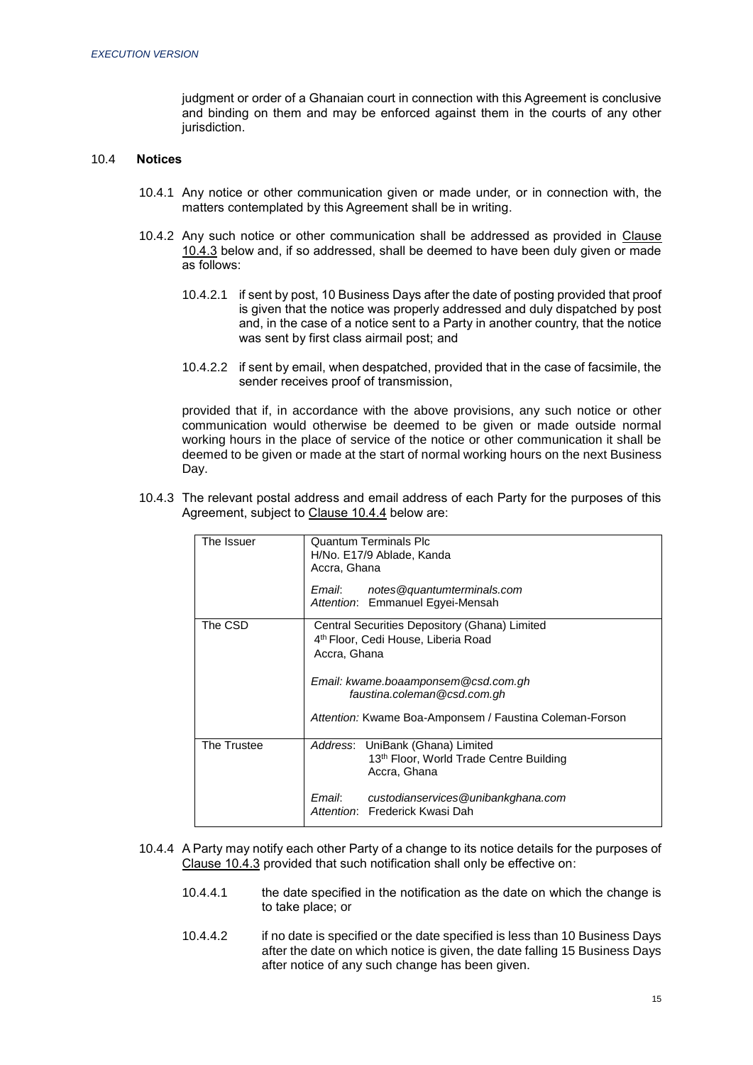judgment or order of a Ghanaian court in connection with this Agreement is conclusive and binding on them and may be enforced against them in the courts of any other jurisdiction.

### 10.4 **Notices**

10.4.1 Any notice or other communication given or made under, or in connection with, the matters contemplated by this Agreement shall be in writing.

10.4.2 Any such notice or other communication shall be addressed as provided in Clause 10.4.3 below and, if so addressed, shall be deemed to have been duly given or made as follows:

10.4.2.1 if sent by post, 10 Business Days after the date of posting provided that proof is given that the notice was properly addressed and duly dispatched by post and, in the case of a notice sent to a Party in another country, that the notice was sent by first class airmail post; and

10.4.2.2 if sent by email, when despatched, provided that in the case of facsimile, the sender receives proof of transmission,

provided that if, in accordance with the above provisions, any such notice or other communication would otherwise be deemed to be given or made outside normal working hours in the place of service of the notice or other communication it shall be deemed to be given or made at the start of normal working hours on the next Business Day.

10.4.3 The relevant postal address and email address of each Party for the purposes of this Agreement, subject to Clause 10.4.4 below are:

| The Issuer | Quantum Terminals Plc<br>H/No. E17/9 Ablade, Kanda<br>Accra, Ghana<br><br>*Email*: *notes@quantumterminals.com*<br>*Attention*: Emmanuel Egyei-Mensah |
|---|---|
| The CSD | Central Securities Depository (Ghana) Limited<br>4th Floor, Cedi House, Liberia Road<br>Accra, Ghana<br><br>*Email: kwame.boaamponsem@csd.com.gh*<br>*faustina.coleman@csd.com.gh*<br><br>*Attention:* Kwame Boa-Amponsem / Faustina Coleman-Forson |
| The Trustee | *Address*: UniBank (Ghana) Limited<br>13th Floor, World Trade Centre Building<br>Accra, Ghana<br><br>*Email*: *custodianservices@unibankghana.com*<br>*Attention*: Frederick Kwasi Dah |

10.4.4 A Party may notify each other Party of a change to its notice details for the purposes of Clause 10.4.3 provided that such notification shall only be effective on:

10.4.4.1 the date specified in the notification as the date on which the change is to take place; or

10.4.4.2 if no date is specified or the date specified is less than 10 Business Days after the date on which notice is given, the date falling 15 Business Days after notice of any such change has been given.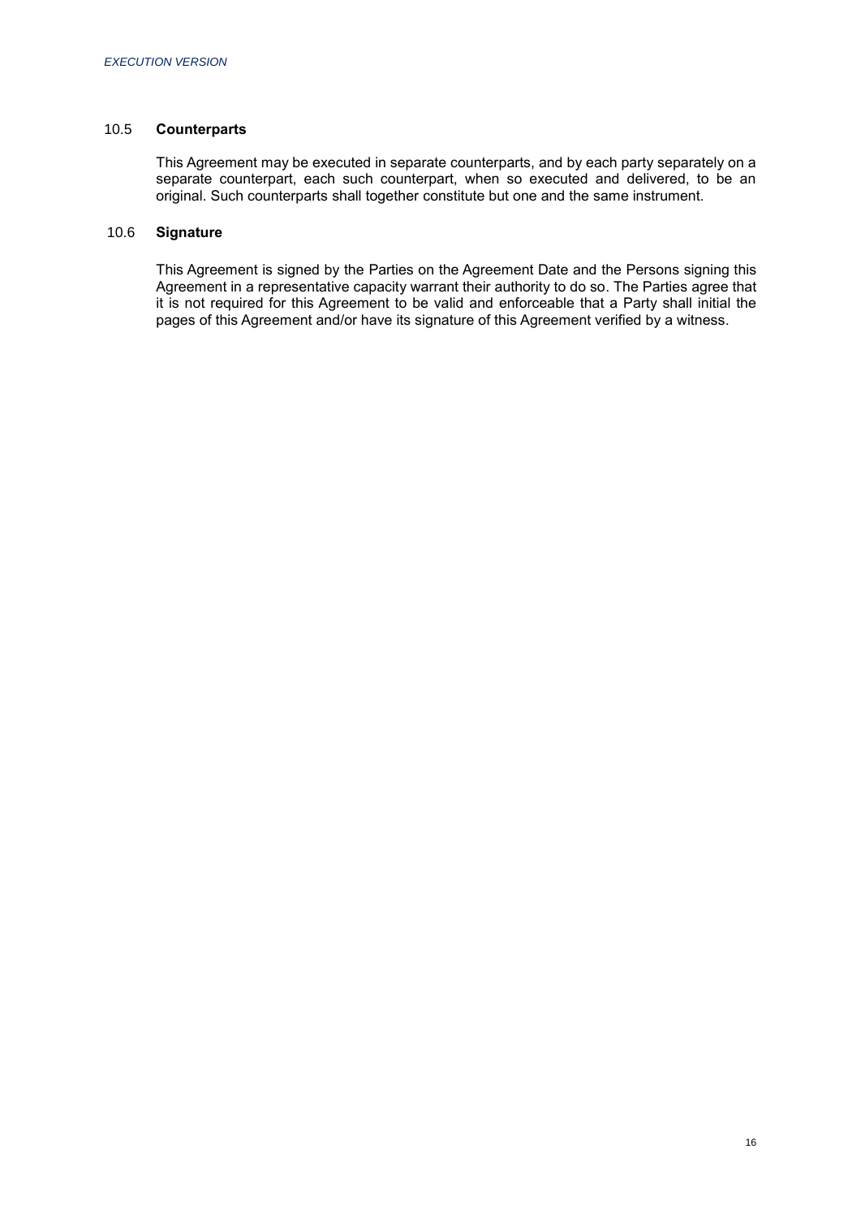### 10.5 Counterparts

This Agreement may be executed in separate counterparts, and by each party separately on a separate counterpart, each such counterpart, when so executed and delivered, to be an original. Such counterparts shall together constitute but one and the same instrument.

### 10.6 Signature

This Agreement is signed by the Parties on the Agreement Date and the Persons signing this Agreement in a representative capacity warrant their authority to do so. The Parties agree that it is not required for this Agreement to be valid and enforceable that a Party shall initial the pages of this Agreement and/or have its signature of this Agreement verified by a witness.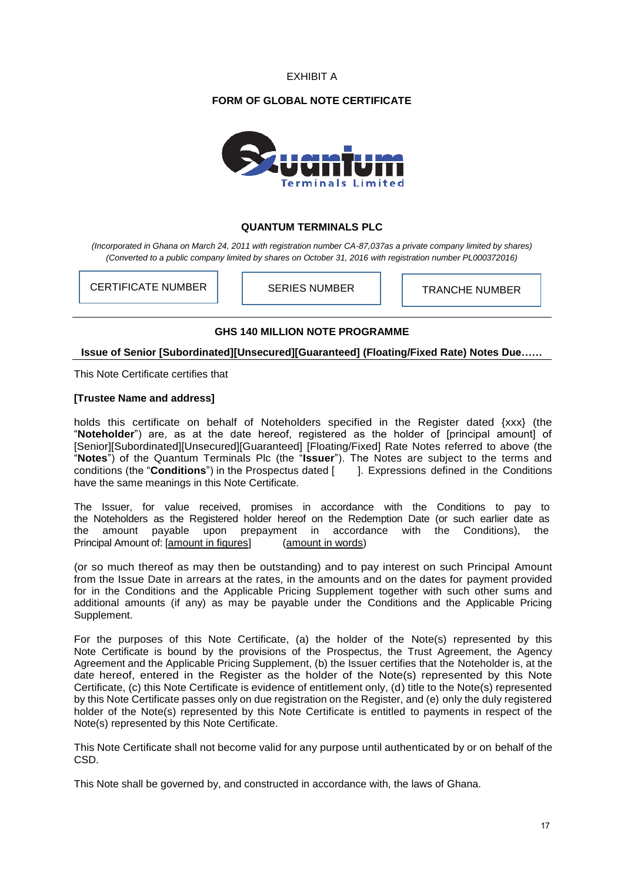EXHIBIT A

**FORM OF GLOBAL NOTE CERTIFICATE**

**QUANTUM TERMINALS PLC**

*(Incorporated in Ghana on March 24, 2011 with registration number CA-87,037as a private company limited by shares)*
*(Converted to a public company limited by shares on October 31, 2016 with registration number PL000372016)*

| CERTIFICATE NUMBER | SERIES NUMBER | TRANCHE NUMBER |
|---|---|---|

**GHS 140 MILLION NOTE PROGRAMME**

**Issue of Senior [Subordinated][Unsecured][Guaranteed] (Floating/Fixed Rate) Notes Due……**

This Note Certificate certifies that

**[Trustee Name and address]**

holds this certificate on behalf of Noteholders specified in the Register dated {xxx} (the "**Noteholder**") are, as at the date hereof, registered as the holder of [principal amount] of [Senior][Subordinated][Unsecured][Guaranteed] [Floating/Fixed] Rate Notes referred to above (the "**Notes**") of the Quantum Terminals Plc (the "**Issuer**"). The Notes are subject to the terms and conditions (the "**Conditions**") in the Prospectus dated [ ]. Expressions defined in the Conditions have the same meanings in this Note Certificate.

The Issuer, for value received, promises in accordance with the Conditions to pay to the Noteholders as the Registered holder hereof on the Redemption Date (or such earlier date as the amount payable upon prepayment in accordance with the Conditions), the Principal Amount of: [amount in figures] (amount in words)

(or so much thereof as may then be outstanding) and to pay interest on such Principal Amount from the Issue Date in arrears at the rates, in the amounts and on the dates for payment provided for in the Conditions and the Applicable Pricing Supplement together with such other sums and additional amounts (if any) as may be payable under the Conditions and the Applicable Pricing Supplement.

For the purposes of this Note Certificate, (a) the holder of the Note(s) represented by this Note Certificate is bound by the provisions of the Prospectus, the Trust Agreement, the Agency Agreement and the Applicable Pricing Supplement, (b) the Issuer certifies that the Noteholder is, at the date hereof, entered in the Register as the holder of the Note(s) represented by this Note Certificate, (c) this Note Certificate is evidence of entitlement only, (d) title to the Note(s) represented by this Note Certificate passes only on due registration on the Register, and (e) only the duly registered holder of the Note(s) represented by this Note Certificate is entitled to payments in respect of the Note(s) represented by this Note Certificate.

This Note Certificate shall not become valid for any purpose until authenticated by or on behalf of the CSD.

This Note shall be governed by, and constructed in accordance with, the laws of Ghana.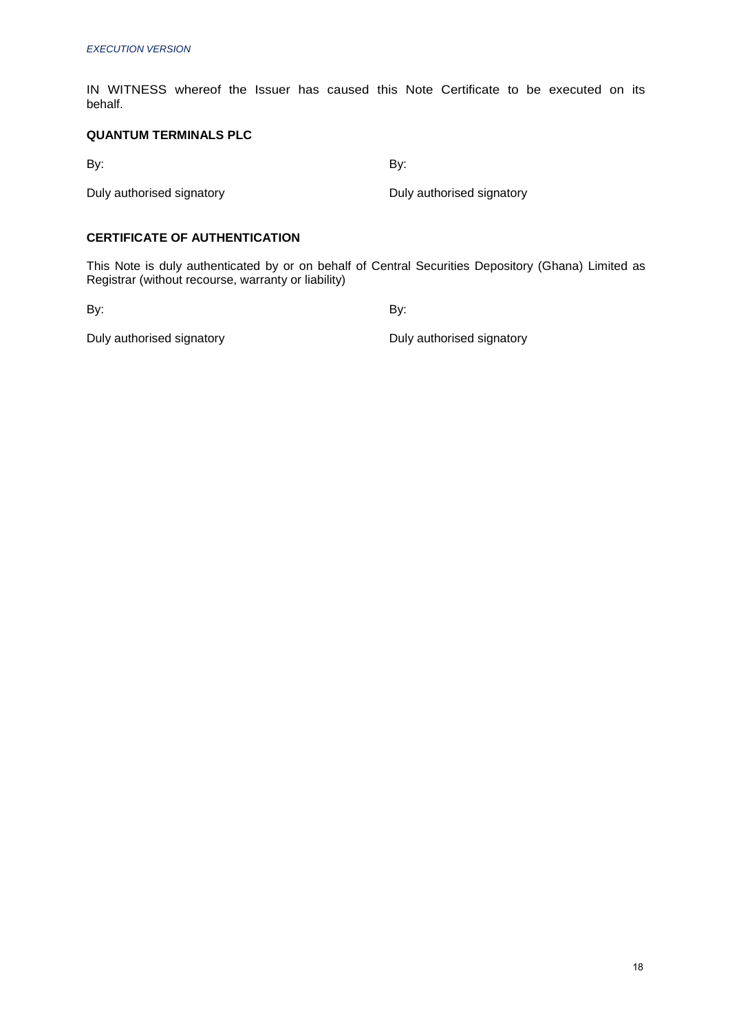IN WITNESS whereof the Issuer has caused this Note Certificate to be executed on its behalf.

**QUANTUM TERMINALS PLC**

By: By:

Duly authorised signatory Duly authorised signatory

**CERTIFICATE OF AUTHENTICATION**

This Note is duly authenticated by or on behalf of Central Securities Depository (Ghana) Limited as Registrar (without recourse, warranty or liability)

By: By:

Duly authorised signatory Duly authorised signatory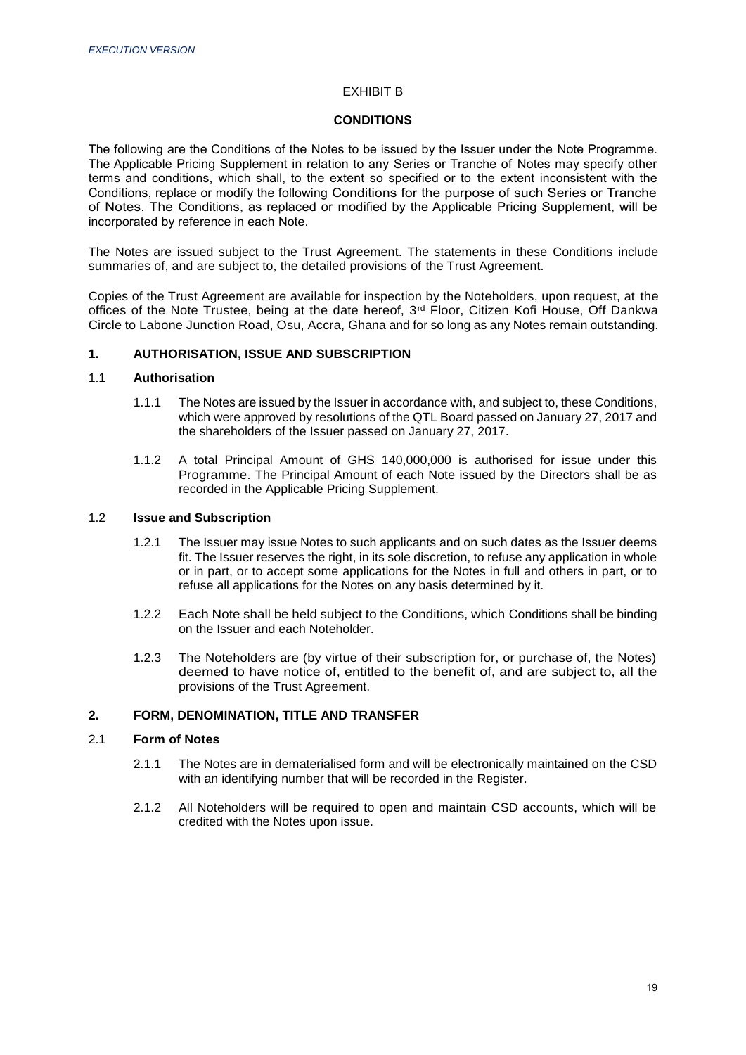EXHIBIT B

**CONDITIONS**

The following are the Conditions of the Notes to be issued by the Issuer under the Note Programme. The Applicable Pricing Supplement in relation to any Series or Tranche of Notes may specify other terms and conditions, which shall, to the extent so specified or to the extent inconsistent with the Conditions, replace or modify the following Conditions for the purpose of such Series or Tranche of Notes. The Conditions, as replaced or modified by the Applicable Pricing Supplement, will be incorporated by reference in each Note.

The Notes are issued subject to the Trust Agreement. The statements in these Conditions include summaries of, and are subject to, the detailed provisions of the Trust Agreement.

Copies of the Trust Agreement are available for inspection by the Noteholders, upon request, at the offices of the Note Trustee, being at the date hereof, 3rd Floor, Citizen Kofi House, Off Dankwa Circle to Labone Junction Road, Osu, Accra, Ghana and for so long as any Notes remain outstanding.

## 1. AUTHORISATION, ISSUE AND SUBSCRIPTION

### 1.1 Authorisation

1.1.1 The Notes are issued by the Issuer in accordance with, and subject to, these Conditions, which were approved by resolutions of the QTL Board passed on January 27, 2017 and the shareholders of the Issuer passed on January 27, 2017.

1.1.2 A total Principal Amount of GHS 140,000,000 is authorised for issue under this Programme. The Principal Amount of each Note issued by the Directors shall be as recorded in the Applicable Pricing Supplement.

### 1.2 Issue and Subscription

1.2.1 The Issuer may issue Notes to such applicants and on such dates as the Issuer deems fit. The Issuer reserves the right, in its sole discretion, to refuse any application in whole or in part, or to accept some applications for the Notes in full and others in part, or to refuse all applications for the Notes on any basis determined by it.

1.2.2 Each Note shall be held subject to the Conditions, which Conditions shall be binding on the Issuer and each Noteholder.

1.2.3 The Noteholders are (by virtue of their subscription for, or purchase of, the Notes) deemed to have notice of, entitled to the benefit of, and are subject to, all the provisions of the Trust Agreement.

## 2. FORM, DENOMINATION, TITLE AND TRANSFER

### 2.1 Form of Notes

2.1.1 The Notes are in dematerialised form and will be electronically maintained on the CSD with an identifying number that will be recorded in the Register.

2.1.2 All Noteholders will be required to open and maintain CSD accounts, which will be credited with the Notes upon issue.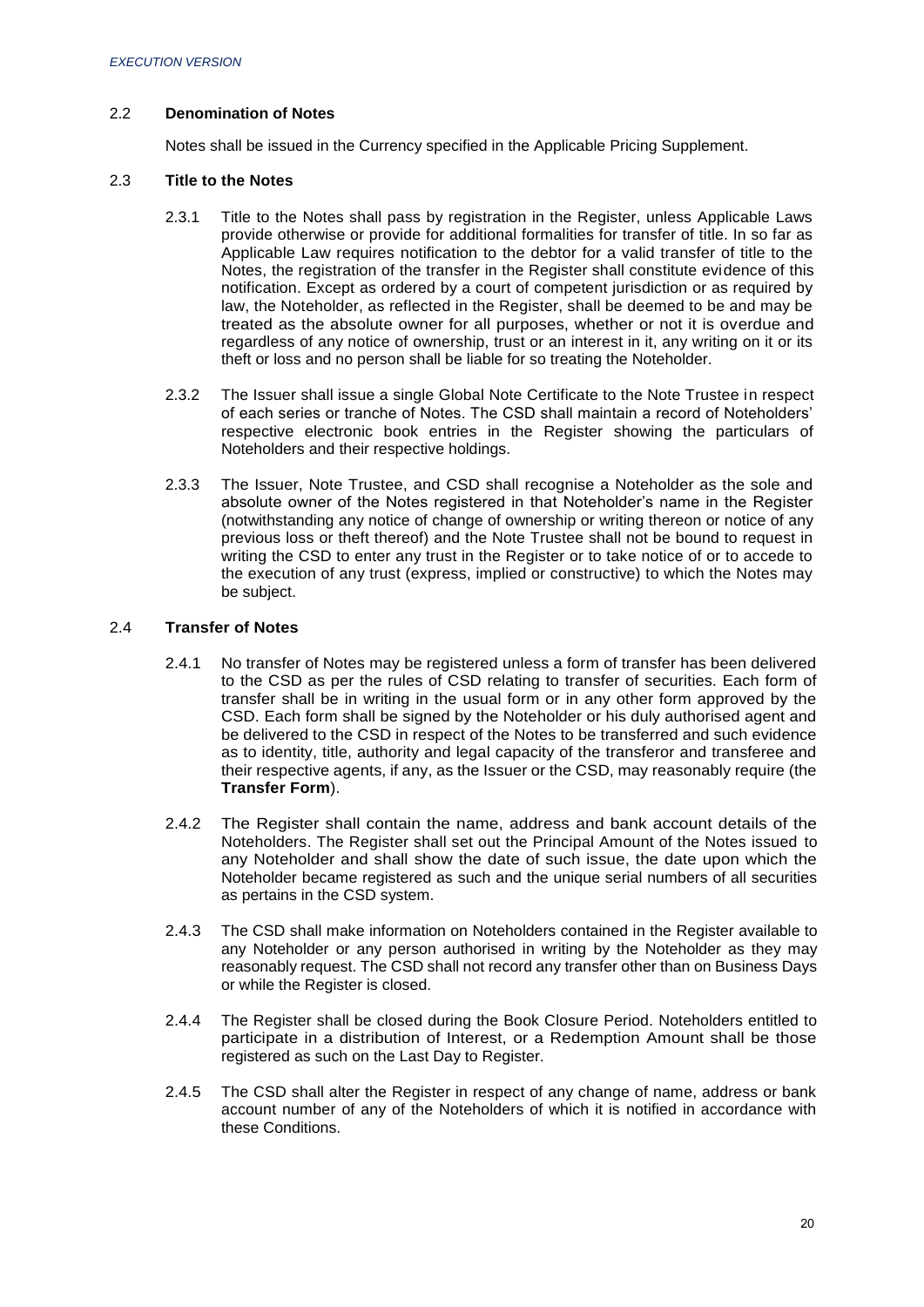### 2.2 **Denomination of Notes**

Notes shall be issued in the Currency specified in the Applicable Pricing Supplement.

### 2.3 **Title to the Notes**

2.3.1 Title to the Notes shall pass by registration in the Register, unless Applicable Laws provide otherwise or provide for additional formalities for transfer of title. In so far as Applicable Law requires notification to the debtor for a valid transfer of title to the Notes, the registration of the transfer in the Register shall constitute evidence of this notification. Except as ordered by a court of competent jurisdiction or as required by law, the Noteholder, as reflected in the Register, shall be deemed to be and may be treated as the absolute owner for all purposes, whether or not it is overdue and regardless of any notice of ownership, trust or an interest in it, any writing on it or its theft or loss and no person shall be liable for so treating the Noteholder.

2.3.2 The Issuer shall issue a single Global Note Certificate to the Note Trustee in respect of each series or tranche of Notes. The CSD shall maintain a record of Noteholders' respective electronic book entries in the Register showing the particulars of Noteholders and their respective holdings.

2.3.3 The Issuer, Note Trustee, and CSD shall recognise a Noteholder as the sole and absolute owner of the Notes registered in that Noteholder's name in the Register (notwithstanding any notice of change of ownership or writing thereon or notice of any previous loss or theft thereof) and the Note Trustee shall not be bound to request in writing the CSD to enter any trust in the Register or to take notice of or to accede to the execution of any trust (express, implied or constructive) to which the Notes may be subject.

### 2.4 **Transfer of Notes**

2.4.1 No transfer of Notes may be registered unless a form of transfer has been delivered to the CSD as per the rules of CSD relating to transfer of securities. Each form of transfer shall be in writing in the usual form or in any other form approved by the CSD. Each form shall be signed by the Noteholder or his duly authorised agent and be delivered to the CSD in respect of the Notes to be transferred and such evidence as to identity, title, authority and legal capacity of the transferor and transferee and their respective agents, if any, as the Issuer or the CSD, may reasonably require (the **Transfer Form**).

2.4.2 The Register shall contain the name, address and bank account details of the Noteholders. The Register shall set out the Principal Amount of the Notes issued to any Noteholder and shall show the date of such issue, the date upon which the Noteholder became registered as such and the unique serial numbers of all securities as pertains in the CSD system.

2.4.3 The CSD shall make information on Noteholders contained in the Register available to any Noteholder or any person authorised in writing by the Noteholder as they may reasonably request. The CSD shall not record any transfer other than on Business Days or while the Register is closed.

2.4.4 The Register shall be closed during the Book Closure Period. Noteholders entitled to participate in a distribution of Interest, or a Redemption Amount shall be those registered as such on the Last Day to Register.

2.4.5 The CSD shall alter the Register in respect of any change of name, address or bank account number of any of the Noteholders of which it is notified in accordance with these Conditions.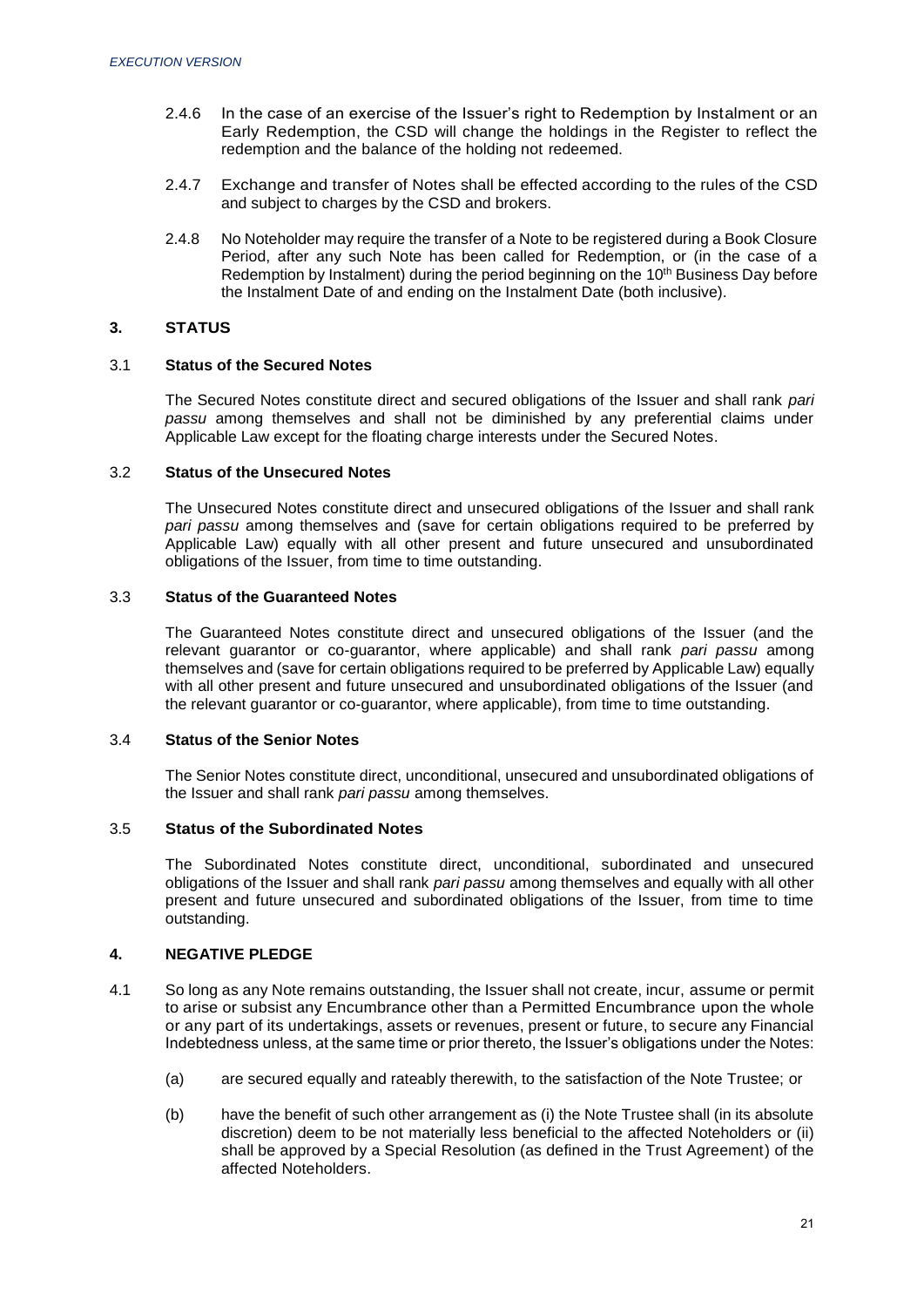2.4.6 In the case of an exercise of the Issuer's right to Redemption by Instalment or an Early Redemption, the CSD will change the holdings in the Register to reflect the redemption and the balance of the holding not redeemed.

2.4.7 Exchange and transfer of Notes shall be effected according to the rules of the CSD and subject to charges by the CSD and brokers.

2.4.8 No Noteholder may require the transfer of a Note to be registered during a Book Closure Period, after any such Note has been called for Redemption, or (in the case of a Redemption by Instalment) during the period beginning on the 10th Business Day before the Instalment Date of and ending on the Instalment Date (both inclusive).

## 3. STATUS

### 3.1 Status of the Secured Notes

The Secured Notes constitute direct and secured obligations of the Issuer and shall rank *pari passu* among themselves and shall not be diminished by any preferential claims under Applicable Law except for the floating charge interests under the Secured Notes.

### 3.2 Status of the Unsecured Notes

The Unsecured Notes constitute direct and unsecured obligations of the Issuer and shall rank *pari passu* among themselves and (save for certain obligations required to be preferred by Applicable Law) equally with all other present and future unsecured and unsubordinated obligations of the Issuer, from time to time outstanding.

### 3.3 Status of the Guaranteed Notes

The Guaranteed Notes constitute direct and unsecured obligations of the Issuer (and the relevant guarantor or co-guarantor, where applicable) and shall rank *pari passu* among themselves and (save for certain obligations required to be preferred by Applicable Law) equally with all other present and future unsecured and unsubordinated obligations of the Issuer (and the relevant guarantor or co-guarantor, where applicable), from time to time outstanding.

### 3.4 Status of the Senior Notes

The Senior Notes constitute direct, unconditional, unsecured and unsubordinated obligations of the Issuer and shall rank *pari passu* among themselves.

### 3.5 Status of the Subordinated Notes

The Subordinated Notes constitute direct, unconditional, subordinated and unsecured obligations of the Issuer and shall rank *pari passu* among themselves and equally with all other present and future unsecured and subordinated obligations of the Issuer, from time to time outstanding.

## 4. NEGATIVE PLEDGE

4.1 So long as any Note remains outstanding, the Issuer shall not create, incur, assume or permit to arise or subsist any Encumbrance other than a Permitted Encumbrance upon the whole or any part of its undertakings, assets or revenues, present or future, to secure any Financial Indebtedness unless, at the same time or prior thereto, the Issuer's obligations under the Notes:

(a) are secured equally and rateably therewith, to the satisfaction of the Note Trustee; or

(b) have the benefit of such other arrangement as (i) the Note Trustee shall (in its absolute discretion) deem to be not materially less beneficial to the affected Noteholders or (ii) shall be approved by a Special Resolution (as defined in the Trust Agreement) of the affected Noteholders.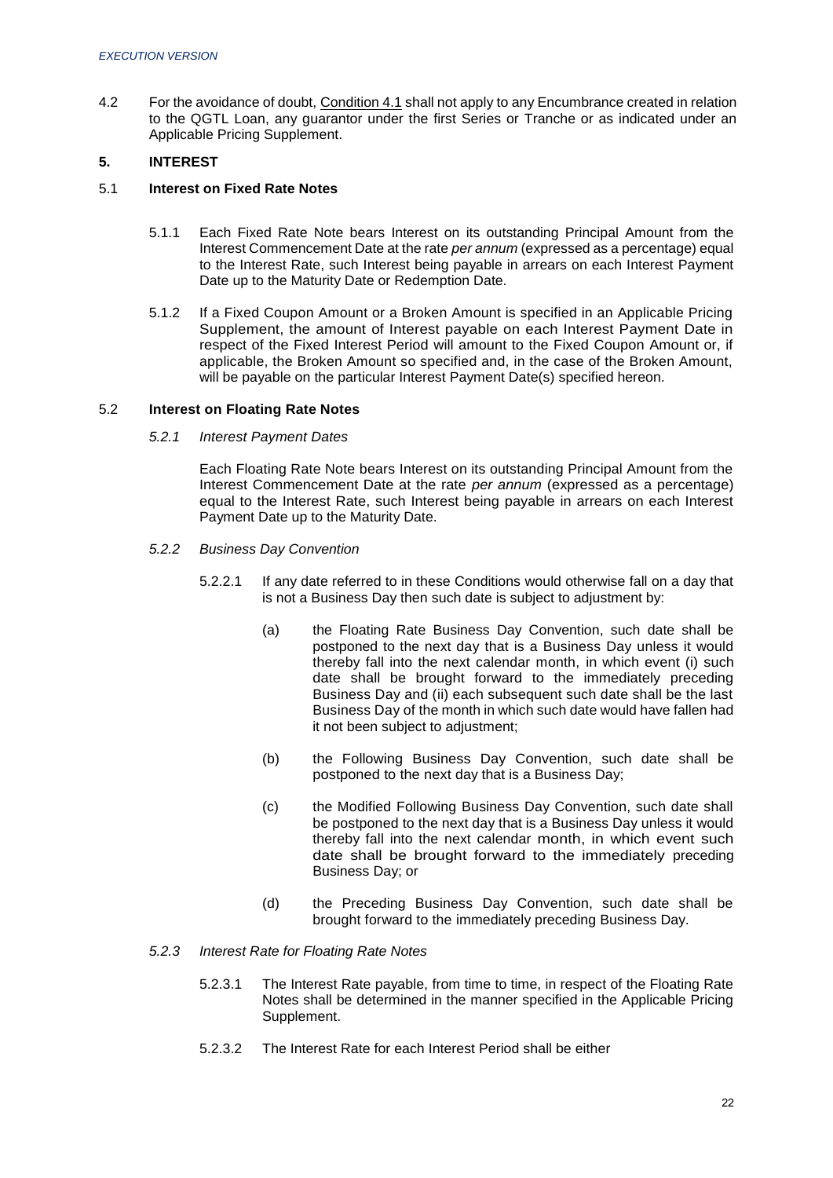4.2 For the avoidance of doubt, Condition 4.1 shall not apply to any Encumbrance created in relation to the QGTL Loan, any guarantor under the first Series or Tranche or as indicated under an Applicable Pricing Supplement.

## 5. INTEREST

### 5.1 Interest on Fixed Rate Notes

5.1.1 Each Fixed Rate Note bears Interest on its outstanding Principal Amount from the Interest Commencement Date at the rate *per annum* (expressed as a percentage) equal to the Interest Rate, such Interest being payable in arrears on each Interest Payment Date up to the Maturity Date or Redemption Date.

5.1.2 If a Fixed Coupon Amount or a Broken Amount is specified in an Applicable Pricing Supplement, the amount of Interest payable on each Interest Payment Date in respect of the Fixed Interest Period will amount to the Fixed Coupon Amount or, if applicable, the Broken Amount so specified and, in the case of the Broken Amount, will be payable on the particular Interest Payment Date(s) specified hereon.

### 5.2 Interest on Floating Rate Notes

*5.2.1 Interest Payment Dates*

Each Floating Rate Note bears Interest on its outstanding Principal Amount from the Interest Commencement Date at the rate *per annum* (expressed as a percentage) equal to the Interest Rate, such Interest being payable in arrears on each Interest Payment Date up to the Maturity Date.

*5.2.2 Business Day Convention*

5.2.2.1 If any date referred to in these Conditions would otherwise fall on a day that is not a Business Day then such date is subject to adjustment by:

(a) the Floating Rate Business Day Convention, such date shall be postponed to the next day that is a Business Day unless it would thereby fall into the next calendar month, in which event (i) such date shall be brought forward to the immediately preceding Business Day and (ii) each subsequent such date shall be the last Business Day of the month in which such date would have fallen had it not been subject to adjustment;

(b) the Following Business Day Convention, such date shall be postponed to the next day that is a Business Day;

(c) the Modified Following Business Day Convention, such date shall be postponed to the next day that is a Business Day unless it would thereby fall into the next calendar month, in which event such date shall be brought forward to the immediately preceding Business Day; or

(d) the Preceding Business Day Convention, such date shall be brought forward to the immediately preceding Business Day.

*5.2.3 Interest Rate for Floating Rate Notes*

5.2.3.1 The Interest Rate payable, from time to time, in respect of the Floating Rate Notes shall be determined in the manner specified in the Applicable Pricing Supplement.

5.2.3.2 The Interest Rate for each Interest Period shall be either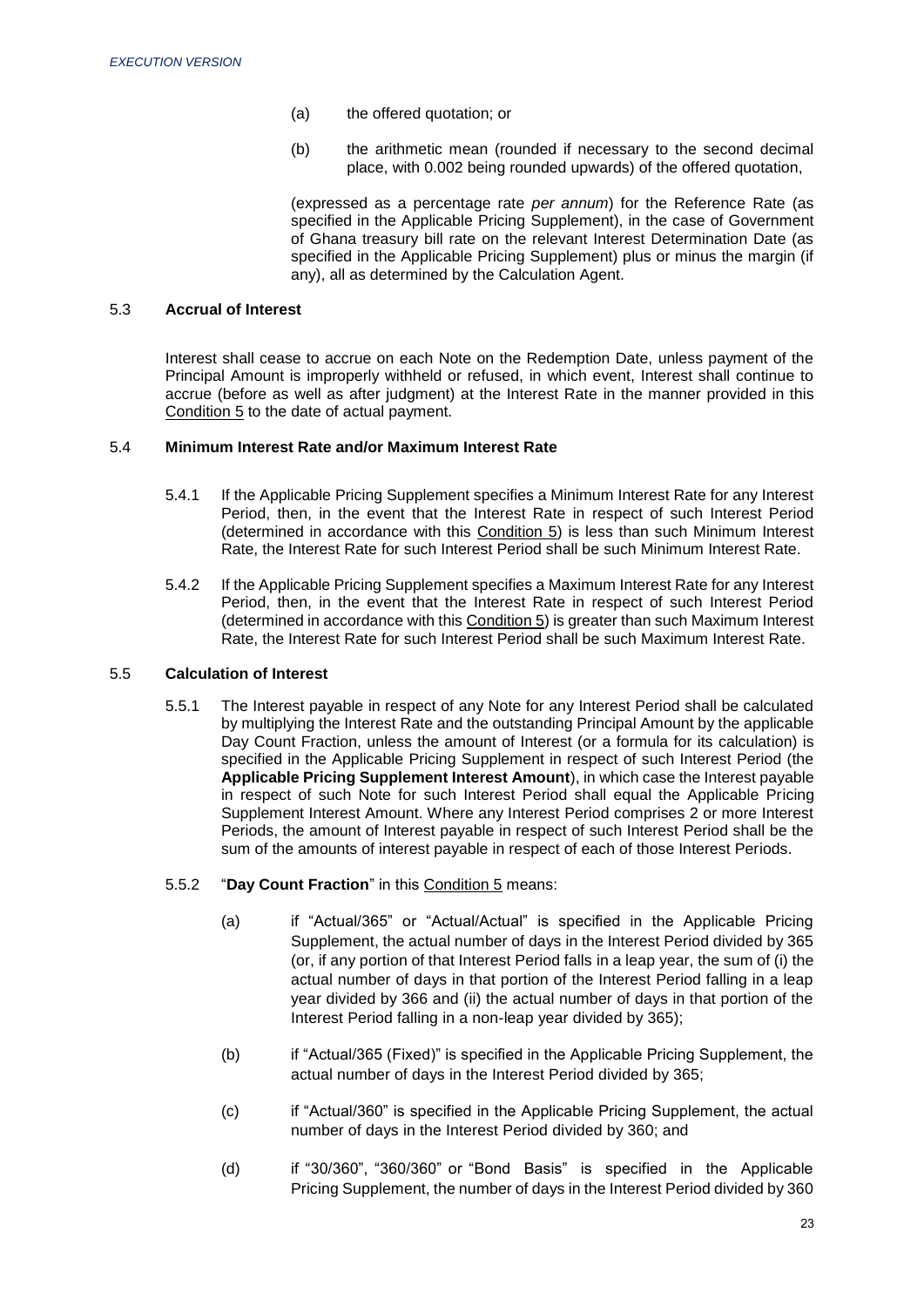(a) the offered quotation; or

(b) the arithmetic mean (rounded if necessary to the second decimal place, with 0.002 being rounded upwards) of the offered quotation,

(expressed as a percentage rate *per annum*) for the Reference Rate (as specified in the Applicable Pricing Supplement), in the case of Government of Ghana treasury bill rate on the relevant Interest Determination Date (as specified in the Applicable Pricing Supplement) plus or minus the margin (if any), all as determined by the Calculation Agent.

### 5.3 Accrual of Interest

Interest shall cease to accrue on each Note on the Redemption Date, unless payment of the Principal Amount is improperly withheld or refused, in which event, Interest shall continue to accrue (before as well as after judgment) at the Interest Rate in the manner provided in this Condition 5 to the date of actual payment.

### 5.4 Minimum Interest Rate and/or Maximum Interest Rate

5.4.1 If the Applicable Pricing Supplement specifies a Minimum Interest Rate for any Interest Period, then, in the event that the Interest Rate in respect of such Interest Period (determined in accordance with this Condition 5) is less than such Minimum Interest Rate, the Interest Rate for such Interest Period shall be such Minimum Interest Rate.

5.4.2 If the Applicable Pricing Supplement specifies a Maximum Interest Rate for any Interest Period, then, in the event that the Interest Rate in respect of such Interest Period (determined in accordance with this Condition 5) is greater than such Maximum Interest Rate, the Interest Rate for such Interest Period shall be such Maximum Interest Rate.

### 5.5 Calculation of Interest

5.5.1 The Interest payable in respect of any Note for any Interest Period shall be calculated by multiplying the Interest Rate and the outstanding Principal Amount by the applicable Day Count Fraction, unless the amount of Interest (or a formula for its calculation) is specified in the Applicable Pricing Supplement in respect of such Interest Period (the **Applicable Pricing Supplement Interest Amount**), in which case the Interest payable in respect of such Note for such Interest Period shall equal the Applicable Pricing Supplement Interest Amount. Where any Interest Period comprises 2 or more Interest Periods, the amount of Interest payable in respect of such Interest Period shall be the sum of the amounts of interest payable in respect of each of those Interest Periods.

5.5.2 "**Day Count Fraction**" in this Condition 5 means:

(a) if "Actual/365" or "Actual/Actual" is specified in the Applicable Pricing Supplement, the actual number of days in the Interest Period divided by 365 (or, if any portion of that Interest Period falls in a leap year, the sum of (i) the actual number of days in that portion of the Interest Period falling in a leap year divided by 366 and (ii) the actual number of days in that portion of the Interest Period falling in a non-leap year divided by 365);

(b) if "Actual/365 (Fixed)" is specified in the Applicable Pricing Supplement, the actual number of days in the Interest Period divided by 365;

(c) if "Actual/360" is specified in the Applicable Pricing Supplement, the actual number of days in the Interest Period divided by 360; and

(d) if "30/360", "360/360" or "Bond Basis" is specified in the Applicable Pricing Supplement, the number of days in the Interest Period divided by 360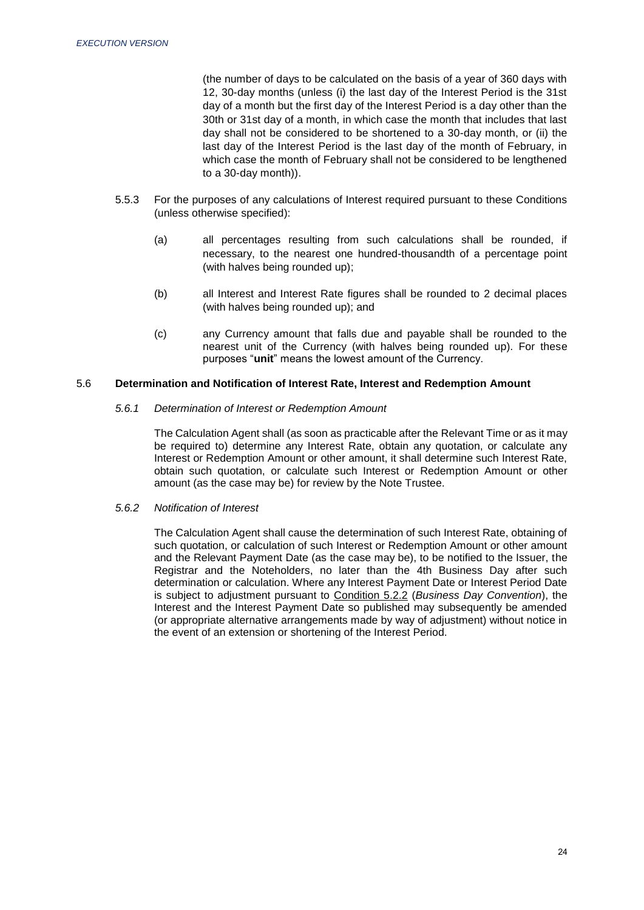(the number of days to be calculated on the basis of a year of 360 days with 12, 30-day months (unless (i) the last day of the Interest Period is the 31st day of a month but the first day of the Interest Period is a day other than the 30th or 31st day of a month, in which case the month that includes that last day shall not be considered to be shortened to a 30-day month, or (ii) the last day of the Interest Period is the last day of the month of February, in which case the month of February shall not be considered to be lengthened to a 30-day month)).

5.5.3 For the purposes of any calculations of Interest required pursuant to these Conditions (unless otherwise specified):

(a) all percentages resulting from such calculations shall be rounded, if necessary, to the nearest one hundred-thousandth of a percentage point (with halves being rounded up);

(b) all Interest and Interest Rate figures shall be rounded to 2 decimal places (with halves being rounded up); and

(c) any Currency amount that falls due and payable shall be rounded to the nearest unit of the Currency (with halves being rounded up). For these purposes "**unit**" means the lowest amount of the Currency.

### 5.6 Determination and Notification of Interest Rate, Interest and Redemption Amount

*5.6.1 Determination of Interest or Redemption Amount*

The Calculation Agent shall (as soon as practicable after the Relevant Time or as it may be required to) determine any Interest Rate, obtain any quotation, or calculate any Interest or Redemption Amount or other amount, it shall determine such Interest Rate, obtain such quotation, or calculate such Interest or Redemption Amount or other amount (as the case may be) for review by the Note Trustee.

*5.6.2 Notification of Interest*

The Calculation Agent shall cause the determination of such Interest Rate, obtaining of such quotation, or calculation of such Interest or Redemption Amount or other amount and the Relevant Payment Date (as the case may be), to be notified to the Issuer, the Registrar and the Noteholders, no later than the 4th Business Day after such determination or calculation. Where any Interest Payment Date or Interest Period Date is subject to adjustment pursuant to Condition 5.2.2 (*Business Day Convention*), the Interest and the Interest Payment Date so published may subsequently be amended (or appropriate alternative arrangements made by way of adjustment) without notice in the event of an extension or shortening of the Interest Period.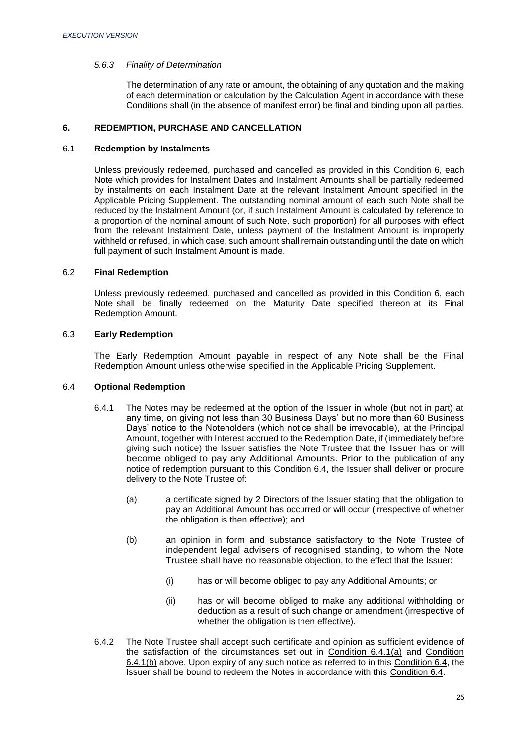*5.6.3 Finality of Determination*

The determination of any rate or amount, the obtaining of any quotation and the making of each determination or calculation by the Calculation Agent in accordance with these Conditions shall (in the absence of manifest error) be final and binding upon all parties.

## 6. REDEMPTION, PURCHASE AND CANCELLATION

### 6.1 Redemption by Instalments

Unless previously redeemed, purchased and cancelled as provided in this Condition 6, each Note which provides for Instalment Dates and Instalment Amounts shall be partially redeemed by instalments on each Instalment Date at the relevant Instalment Amount specified in the Applicable Pricing Supplement. The outstanding nominal amount of each such Note shall be reduced by the Instalment Amount (or, if such Instalment Amount is calculated by reference to a proportion of the nominal amount of such Note, such proportion) for all purposes with effect from the relevant Instalment Date, unless payment of the Instalment Amount is improperly withheld or refused, in which case, such amount shall remain outstanding until the date on which full payment of such Instalment Amount is made.

### 6.2 Final Redemption

Unless previously redeemed, purchased and cancelled as provided in this Condition 6, each Note shall be finally redeemed on the Maturity Date specified thereon at its Final Redemption Amount.

### 6.3 Early Redemption

The Early Redemption Amount payable in respect of any Note shall be the Final Redemption Amount unless otherwise specified in the Applicable Pricing Supplement.

### 6.4 Optional Redemption

6.4.1 The Notes may be redeemed at the option of the Issuer in whole (but not in part) at any time, on giving not less than 30 Business Days' but no more than 60 Business Days' notice to the Noteholders (which notice shall be irrevocable), at the Principal Amount, together with Interest accrued to the Redemption Date, if (immediately before giving such notice) the Issuer satisfies the Note Trustee that the Issuer has or will become obliged to pay any Additional Amounts. Prior to the publication of any notice of redemption pursuant to this Condition 6.4, the Issuer shall deliver or procure delivery to the Note Trustee of:

(a) a certificate signed by 2 Directors of the Issuer stating that the obligation to pay an Additional Amount has occurred or will occur (irrespective of whether the obligation is then effective); and

(b) an opinion in form and substance satisfactory to the Note Trustee of independent legal advisers of recognised standing, to whom the Note Trustee shall have no reasonable objection, to the effect that the Issuer:

(i) has or will become obliged to pay any Additional Amounts; or

(ii) has or will become obliged to make any additional withholding or deduction as a result of such change or amendment (irrespective of whether the obligation is then effective).

6.4.2 The Note Trustee shall accept such certificate and opinion as sufficient evidence of the satisfaction of the circumstances set out in Condition 6.4.1(a) and Condition 6.4.1(b) above. Upon expiry of any such notice as referred to in this Condition 6.4, the Issuer shall be bound to redeem the Notes in accordance with this Condition 6.4.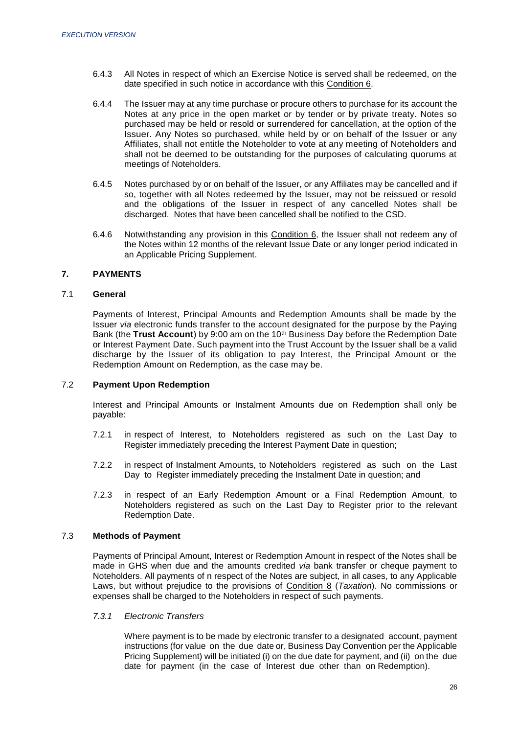6.4.3 All Notes in respect of which an Exercise Notice is served shall be redeemed, on the date specified in such notice in accordance with this Condition 6.

6.4.4 The Issuer may at any time purchase or procure others to purchase for its account the Notes at any price in the open market or by tender or by private treaty. Notes so purchased may be held or resold or surrendered for cancellation, at the option of the Issuer. Any Notes so purchased, while held by or on behalf of the Issuer or any Affiliates, shall not entitle the Noteholder to vote at any meeting of Noteholders and shall not be deemed to be outstanding for the purposes of calculating quorums at meetings of Noteholders.

6.4.5 Notes purchased by or on behalf of the Issuer, or any Affiliates may be cancelled and if so, together with all Notes redeemed by the Issuer, may not be reissued or resold and the obligations of the Issuer in respect of any cancelled Notes shall be discharged. Notes that have been cancelled shall be notified to the CSD.

6.4.6 Notwithstanding any provision in this Condition 6, the Issuer shall not redeem any of the Notes within 12 months of the relevant Issue Date or any longer period indicated in an Applicable Pricing Supplement.

## 7. PAYMENTS

### 7.1 General

Payments of Interest, Principal Amounts and Redemption Amounts shall be made by the Issuer *via* electronic funds transfer to the account designated for the purpose by the Paying Bank (the **Trust Account**) by 9:00 am on the 10th Business Day before the Redemption Date or Interest Payment Date. Such payment into the Trust Account by the Issuer shall be a valid discharge by the Issuer of its obligation to pay Interest, the Principal Amount or the Redemption Amount on Redemption, as the case may be.

### 7.2 Payment Upon Redemption

Interest and Principal Amounts or Instalment Amounts due on Redemption shall only be payable:

7.2.1 in respect of Interest, to Noteholders registered as such on the Last Day to Register immediately preceding the Interest Payment Date in question;

7.2.2 in respect of Instalment Amounts, to Noteholders registered as such on the Last Day to Register immediately preceding the Instalment Date in question; and

7.2.3 in respect of an Early Redemption Amount or a Final Redemption Amount, to Noteholders registered as such on the Last Day to Register prior to the relevant Redemption Date.

### 7.3 Methods of Payment

Payments of Principal Amount, Interest or Redemption Amount in respect of the Notes shall be made in GHS when due and the amounts credited *via* bank transfer or cheque payment to Noteholders. All payments of n respect of the Notes are subject, in all cases, to any Applicable Laws, but without prejudice to the provisions of Condition 8 (*Taxation*). No commissions or expenses shall be charged to the Noteholders in respect of such payments.

*7.3.1 Electronic Transfers*

Where payment is to be made by electronic transfer to a designated account, payment instructions (for value on the due date or, Business Day Convention per the Applicable Pricing Supplement) will be initiated (i) on the due date for payment, and (ii) on the due date for payment (in the case of Interest due other than on Redemption).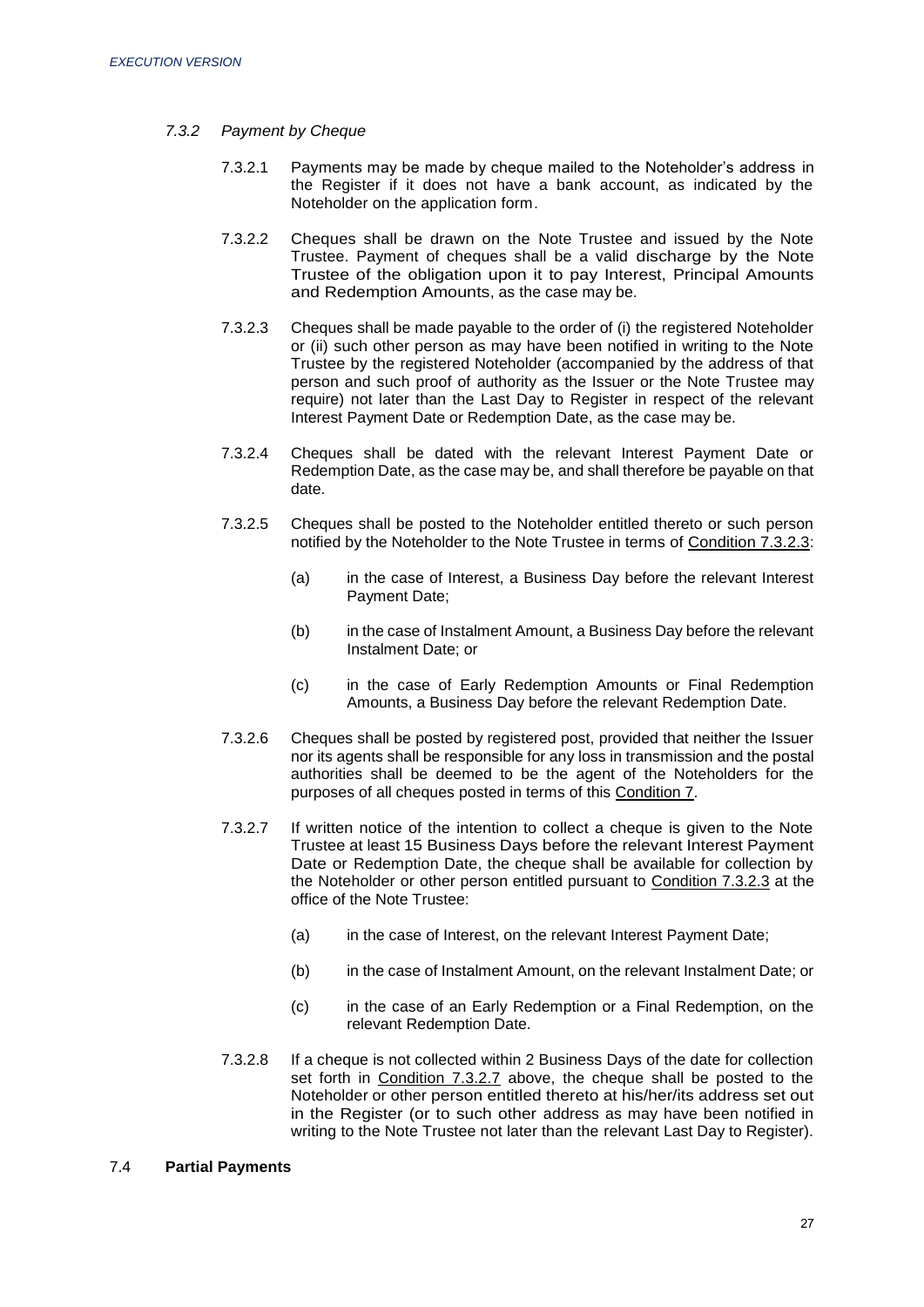### *7.3.2 Payment by Cheque*

7.3.2.1 Payments may be made by cheque mailed to the Noteholder's address in the Register if it does not have a bank account, as indicated by the Noteholder on the application form.

7.3.2.2 Cheques shall be drawn on the Note Trustee and issued by the Note Trustee. Payment of cheques shall be a valid discharge by the Note Trustee of the obligation upon it to pay Interest, Principal Amounts and Redemption Amounts, as the case may be.

7.3.2.3 Cheques shall be made payable to the order of (i) the registered Noteholder or (ii) such other person as may have been notified in writing to the Note Trustee by the registered Noteholder (accompanied by the address of that person and such proof of authority as the Issuer or the Note Trustee may require) not later than the Last Day to Register in respect of the relevant Interest Payment Date or Redemption Date, as the case may be.

7.3.2.4 Cheques shall be dated with the relevant Interest Payment Date or Redemption Date, as the case may be, and shall therefore be payable on that date.

7.3.2.5 Cheques shall be posted to the Noteholder entitled thereto or such person notified by the Noteholder to the Note Trustee in terms of Condition 7.3.2.3:

(a) in the case of Interest, a Business Day before the relevant Interest Payment Date;

(b) in the case of Instalment Amount, a Business Day before the relevant Instalment Date; or

(c) in the case of Early Redemption Amounts or Final Redemption Amounts, a Business Day before the relevant Redemption Date.

7.3.2.6 Cheques shall be posted by registered post, provided that neither the Issuer nor its agents shall be responsible for any loss in transmission and the postal authorities shall be deemed to be the agent of the Noteholders for the purposes of all cheques posted in terms of this Condition 7.

7.3.2.7 If written notice of the intention to collect a cheque is given to the Note Trustee at least 15 Business Days before the relevant Interest Payment Date or Redemption Date, the cheque shall be available for collection by the Noteholder or other person entitled pursuant to Condition 7.3.2.3 at the office of the Note Trustee:

(a) in the case of Interest, on the relevant Interest Payment Date;

(b) in the case of Instalment Amount, on the relevant Instalment Date; or

(c) in the case of an Early Redemption or a Final Redemption, on the relevant Redemption Date.

7.3.2.8 If a cheque is not collected within 2 Business Days of the date for collection set forth in Condition 7.3.2.7 above, the cheque shall be posted to the Noteholder or other person entitled thereto at his/her/its address set out in the Register (or to such other address as may have been notified in writing to the Note Trustee not later than the relevant Last Day to Register).

### 7.4 **Partial Payments**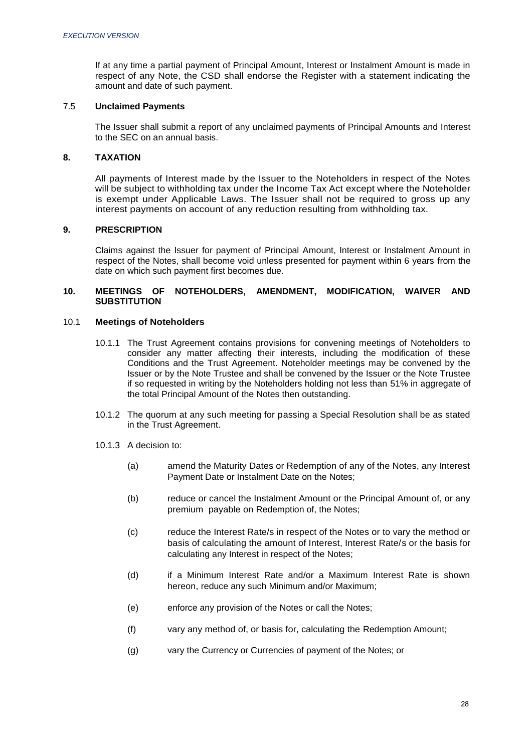If at any time a partial payment of Principal Amount, Interest or Instalment Amount is made in respect of any Note, the CSD shall endorse the Register with a statement indicating the amount and date of such payment.

### 7.5 Unclaimed Payments

The Issuer shall submit a report of any unclaimed payments of Principal Amounts and Interest to the SEC on an annual basis.

## 8. TAXATION

All payments of Interest made by the Issuer to the Noteholders in respect of the Notes will be subject to withholding tax under the Income Tax Act except where the Noteholder is exempt under Applicable Laws. The Issuer shall not be required to gross up any interest payments on account of any reduction resulting from withholding tax.

## 9. PRESCRIPTION

Claims against the Issuer for payment of Principal Amount, Interest or Instalment Amount in respect of the Notes, shall become void unless presented for payment within 6 years from the date on which such payment first becomes due.

## 10. MEETINGS OF NOTEHOLDERS, AMENDMENT, MODIFICATION, WAIVER AND SUBSTITUTION

### 10.1 Meetings of Noteholders

10.1.1 The Trust Agreement contains provisions for convening meetings of Noteholders to consider any matter affecting their interests, including the modification of these Conditions and the Trust Agreement. Noteholder meetings may be convened by the Issuer or by the Note Trustee and shall be convened by the Issuer or the Note Trustee if so requested in writing by the Noteholders holding not less than 51% in aggregate of the total Principal Amount of the Notes then outstanding.

10.1.2 The quorum at any such meeting for passing a Special Resolution shall be as stated in the Trust Agreement.

10.1.3 A decision to:

(a) amend the Maturity Dates or Redemption of any of the Notes, any Interest Payment Date or Instalment Date on the Notes;

(b) reduce or cancel the Instalment Amount or the Principal Amount of, or any premium payable on Redemption of, the Notes;

(c) reduce the Interest Rate/s in respect of the Notes or to vary the method or basis of calculating the amount of Interest, Interest Rate/s or the basis for calculating any Interest in respect of the Notes;

(d) if a Minimum Interest Rate and/or a Maximum Interest Rate is shown hereon, reduce any such Minimum and/or Maximum;

(e) enforce any provision of the Notes or call the Notes;

(f) vary any method of, or basis for, calculating the Redemption Amount;

(g) vary the Currency or Currencies of payment of the Notes; or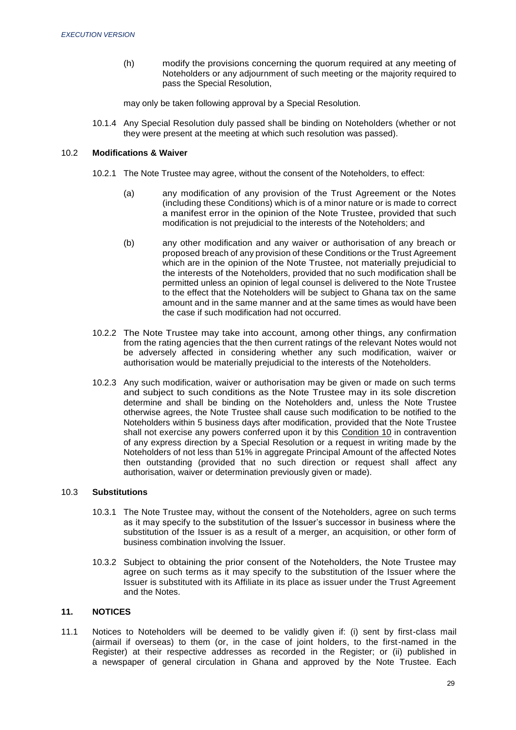(h) modify the provisions concerning the quorum required at any meeting of Noteholders or any adjournment of such meeting or the majority required to pass the Special Resolution,

may only be taken following approval by a Special Resolution.

10.1.4 Any Special Resolution duly passed shall be binding on Noteholders (whether or not they were present at the meeting at which such resolution was passed).

### 10.2 **Modifications & Waiver**

10.2.1 The Note Trustee may agree, without the consent of the Noteholders, to effect:

(a) any modification of any provision of the Trust Agreement or the Notes (including these Conditions) which is of a minor nature or is made to correct a manifest error in the opinion of the Note Trustee, provided that such modification is not prejudicial to the interests of the Noteholders; and

(b) any other modification and any waiver or authorisation of any breach or proposed breach of any provision of these Conditions or the Trust Agreement which are in the opinion of the Note Trustee, not materially prejudicial to the interests of the Noteholders, provided that no such modification shall be permitted unless an opinion of legal counsel is delivered to the Note Trustee to the effect that the Noteholders will be subject to Ghana tax on the same amount and in the same manner and at the same times as would have been the case if such modification had not occurred.

10.2.2 The Note Trustee may take into account, among other things, any confirmation from the rating agencies that the then current ratings of the relevant Notes would not be adversely affected in considering whether any such modification, waiver or authorisation would be materially prejudicial to the interests of the Noteholders.

10.2.3 Any such modification, waiver or authorisation may be given or made on such terms and subject to such conditions as the Note Trustee may in its sole discretion determine and shall be binding on the Noteholders and, unless the Note Trustee otherwise agrees, the Note Trustee shall cause such modification to be notified to the Noteholders within 5 business days after modification, provided that the Note Trustee shall not exercise any powers conferred upon it by this Condition 10 in contravention of any express direction by a Special Resolution or a request in writing made by the Noteholders of not less than 51% in aggregate Principal Amount of the affected Notes then outstanding (provided that no such direction or request shall affect any authorisation, waiver or determination previously given or made).

### 10.3 **Substitutions**

10.3.1 The Note Trustee may, without the consent of the Noteholders, agree on such terms as it may specify to the substitution of the Issuer's successor in business where the substitution of the Issuer is as a result of a merger, an acquisition, or other form of business combination involving the Issuer.

10.3.2 Subject to obtaining the prior consent of the Noteholders, the Note Trustee may agree on such terms as it may specify to the substitution of the Issuer where the Issuer is substituted with its Affiliate in its place as issuer under the Trust Agreement and the Notes.

## 11. **NOTICES**

11.1 Notices to Noteholders will be deemed to be validly given if: (i) sent by first-class mail (airmail if overseas) to them (or, in the case of joint holders, to the first-named in the Register) at their respective addresses as recorded in the Register; or (ii) published in a newspaper of general circulation in Ghana and approved by the Note Trustee. Each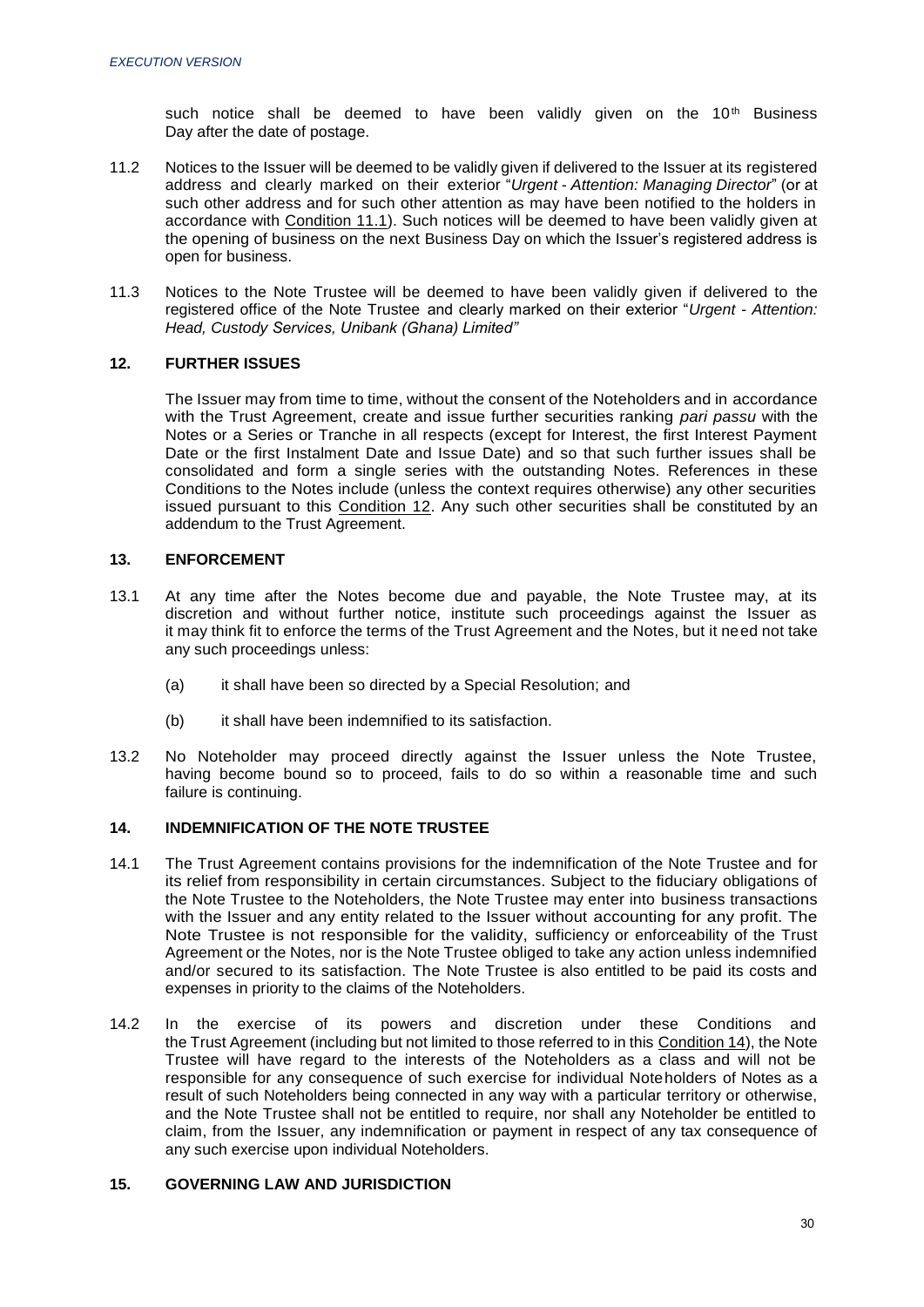such notice shall be deemed to have been validly given on the 10th Business Day after the date of postage.

11.2 Notices to the Issuer will be deemed to be validly given if delivered to the Issuer at its registered address and clearly marked on their exterior "*Urgent - Attention: Managing Director*" (or at such other address and for such other attention as may have been notified to the holders in accordance with Condition 11.1). Such notices will be deemed to have been validly given at the opening of business on the next Business Day on which the Issuer's registered address is open for business.

11.3 Notices to the Note Trustee will be deemed to have been validly given if delivered to the registered office of the Note Trustee and clearly marked on their exterior "*Urgent - Attention: Head, Custody Services, Unibank (Ghana) Limited"*

## 12. FURTHER ISSUES

The Issuer may from time to time, without the consent of the Noteholders and in accordance with the Trust Agreement, create and issue further securities ranking *pari passu* with the Notes or a Series or Tranche in all respects (except for Interest, the first Interest Payment Date or the first Instalment Date and Issue Date) and so that such further issues shall be consolidated and form a single series with the outstanding Notes. References in these Conditions to the Notes include (unless the context requires otherwise) any other securities issued pursuant to this Condition 12. Any such other securities shall be constituted by an addendum to the Trust Agreement.

## 13. ENFORCEMENT

13.1 At any time after the Notes become due and payable, the Note Trustee may, at its discretion and without further notice, institute such proceedings against the Issuer as it may think fit to enforce the terms of the Trust Agreement and the Notes, but it need not take any such proceedings unless:

(a) it shall have been so directed by a Special Resolution; and

(b) it shall have been indemnified to its satisfaction.

13.2 No Noteholder may proceed directly against the Issuer unless the Note Trustee, having become bound so to proceed, fails to do so within a reasonable time and such failure is continuing.

## 14. INDEMNIFICATION OF THE NOTE TRUSTEE

14.1 The Trust Agreement contains provisions for the indemnification of the Note Trustee and for its relief from responsibility in certain circumstances. Subject to the fiduciary obligations of the Note Trustee to the Noteholders, the Note Trustee may enter into business transactions with the Issuer and any entity related to the Issuer without accounting for any profit. The Note Trustee is not responsible for the validity, sufficiency or enforceability of the Trust Agreement or the Notes, nor is the Note Trustee obliged to take any action unless indemnified and/or secured to its satisfaction. The Note Trustee is also entitled to be paid its costs and expenses in priority to the claims of the Noteholders.

14.2 In the exercise of its powers and discretion under these Conditions and the Trust Agreement (including but not limited to those referred to in this Condition 14), the Note Trustee will have regard to the interests of the Noteholders as a class and will not be responsible for any consequence of such exercise for individual Noteholders of Notes as a result of such Noteholders being connected in any way with a particular territory or otherwise, and the Note Trustee shall not be entitled to require, nor shall any Noteholder be entitled to claim, from the Issuer, any indemnification or payment in respect of any tax consequence of any such exercise upon individual Noteholders.

## 15. GOVERNING LAW AND JURISDICTION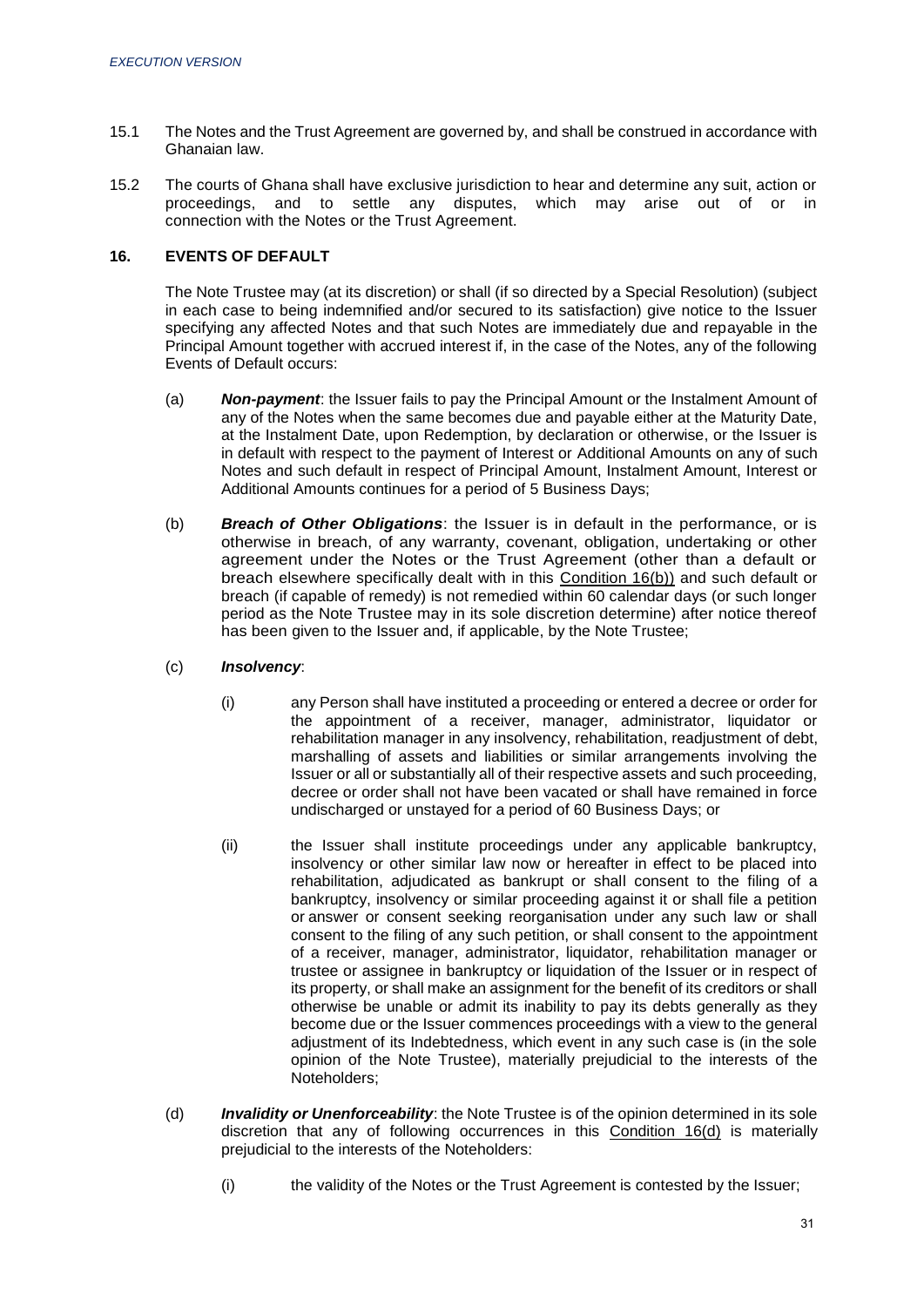15.1 The Notes and the Trust Agreement are governed by, and shall be construed in accordance with Ghanaian law.

15.2 The courts of Ghana shall have exclusive jurisdiction to hear and determine any suit, action or proceedings, and to settle any disputes, which may arise out of or in connection with the Notes or the Trust Agreement.

## 16. EVENTS OF DEFAULT

The Note Trustee may (at its discretion) or shall (if so directed by a Special Resolution) (subject in each case to being indemnified and/or secured to its satisfaction) give notice to the Issuer specifying any affected Notes and that such Notes are immediately due and repayable in the Principal Amount together with accrued interest if, in the case of the Notes, any of the following Events of Default occurs:

(a) ***Non-payment***: the Issuer fails to pay the Principal Amount or the Instalment Amount of any of the Notes when the same becomes due and payable either at the Maturity Date, at the Instalment Date, upon Redemption, by declaration or otherwise, or the Issuer is in default with respect to the payment of Interest or Additional Amounts on any of such Notes and such default in respect of Principal Amount, Instalment Amount, Interest or Additional Amounts continues for a period of 5 Business Days;

(b) ***Breach of Other Obligations***: the Issuer is in default in the performance, or is otherwise in breach, of any warranty, covenant, obligation, undertaking or other agreement under the Notes or the Trust Agreement (other than a default or breach elsewhere specifically dealt with in this Condition 16(b)) and such default or breach (if capable of remedy) is not remedied within 60 calendar days (or such longer period as the Note Trustee may in its sole discretion determine) after notice thereof has been given to the Issuer and, if applicable, by the Note Trustee;

(c) ***Insolvency***:

(i) any Person shall have instituted a proceeding or entered a decree or order for the appointment of a receiver, manager, administrator, liquidator or rehabilitation manager in any insolvency, rehabilitation, readjustment of debt, marshalling of assets and liabilities or similar arrangements involving the Issuer or all or substantially all of their respective assets and such proceeding, decree or order shall not have been vacated or shall have remained in force undischarged or unstayed for a period of 60 Business Days; or

(ii) the Issuer shall institute proceedings under any applicable bankruptcy, insolvency or other similar law now or hereafter in effect to be placed into rehabilitation, adjudicated as bankrupt or shall consent to the filing of a bankruptcy, insolvency or similar proceeding against it or shall file a petition or answer or consent seeking reorganisation under any such law or shall consent to the filing of any such petition, or shall consent to the appointment of a receiver, manager, administrator, liquidator, rehabilitation manager or trustee or assignee in bankruptcy or liquidation of the Issuer or in respect of its property, or shall make an assignment for the benefit of its creditors or shall otherwise be unable or admit its inability to pay its debts generally as they become due or the Issuer commences proceedings with a view to the general adjustment of its Indebtedness, which event in any such case is (in the sole opinion of the Note Trustee), materially prejudicial to the interests of the Noteholders;

(d) ***Invalidity or Unenforceability***: the Note Trustee is of the opinion determined in its sole discretion that any of following occurrences in this Condition 16(d) is materially prejudicial to the interests of the Noteholders:

(i) the validity of the Notes or the Trust Agreement is contested by the Issuer;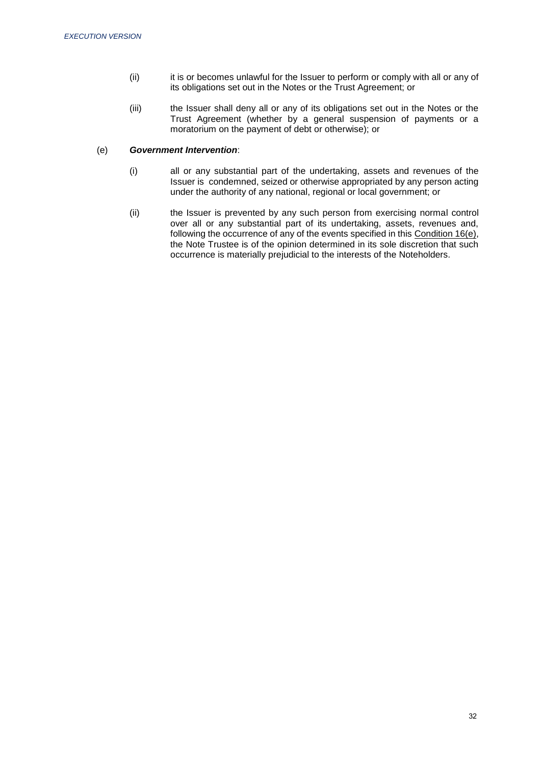(ii) it is or becomes unlawful for the Issuer to perform or comply with all or any of its obligations set out in the Notes or the Trust Agreement; or

(iii) the Issuer shall deny all or any of its obligations set out in the Notes or the Trust Agreement (whether by a general suspension of payments or a moratorium on the payment of debt or otherwise); or

(e) ***Government Intervention***:

(i) all or any substantial part of the undertaking, assets and revenues of the Issuer is condemned, seized or otherwise appropriated by any person acting under the authority of any national, regional or local government; or

(ii) the Issuer is prevented by any such person from exercising normal control over all or any substantial part of its undertaking, assets, revenues and, following the occurrence of any of the events specified in this Condition 16(e), the Note Trustee is of the opinion determined in its sole discretion that such occurrence is materially prejudicial to the interests of the Noteholders.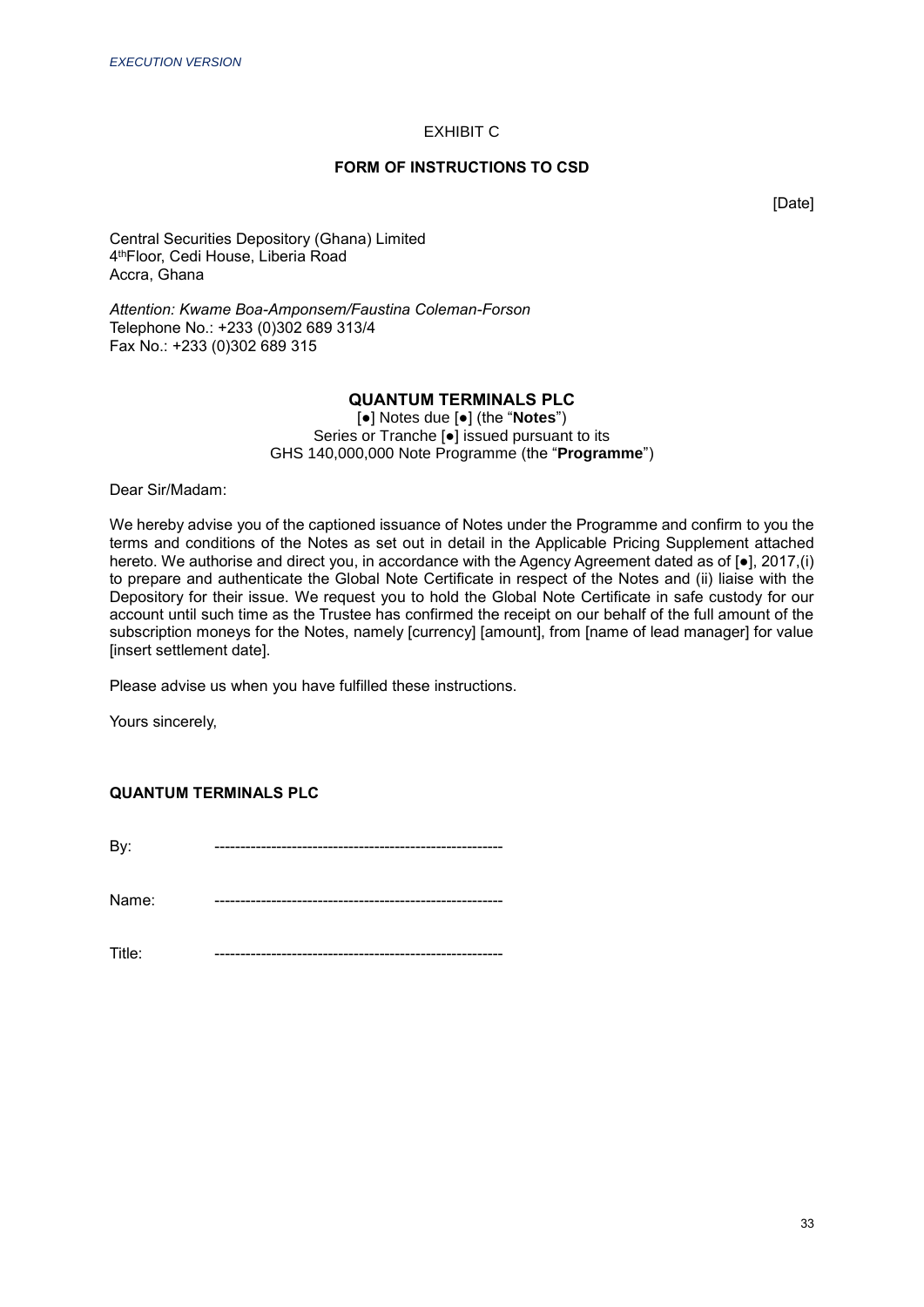EXHIBIT C

**FORM OF INSTRUCTIONS TO CSD**

[Date]

Central Securities Depository (Ghana) Limited
4th Floor, Cedi House, Liberia Road
Accra, Ghana

*Attention: Kwame Boa-Amponsem/Faustina Coleman-Forson*
Telephone No.: +233 (0)302 689 313/4
Fax No.: +233 (0)302 689 315

**QUANTUM TERMINALS PLC**
[●] Notes due [●] (the "**Notes**")
Series or Tranche [●] issued pursuant to its
GHS 140,000,000 Note Programme (the "**Programme**")

Dear Sir/Madam:

We hereby advise you of the captioned issuance of Notes under the Programme and confirm to you the terms and conditions of the Notes as set out in detail in the Applicable Pricing Supplement attached hereto. We authorise and direct you, in accordance with the Agency Agreement dated as of [●], 2017,(i) to prepare and authenticate the Global Note Certificate in respect of the Notes and (ii) liaise with the Depository for their issue. We request you to hold the Global Note Certificate in safe custody for our account until such time as the Trustee has confirmed the receipt on our behalf of the full amount of the subscription moneys for the Notes, namely [currency] [amount], from [name of lead manager] for value [insert settlement date].

Please advise us when you have fulfilled these instructions.

Yours sincerely,

**QUANTUM TERMINALS PLC**

By: --------------------------------------------------------

Name: --------------------------------------------------------

Title: --------------------------------------------------------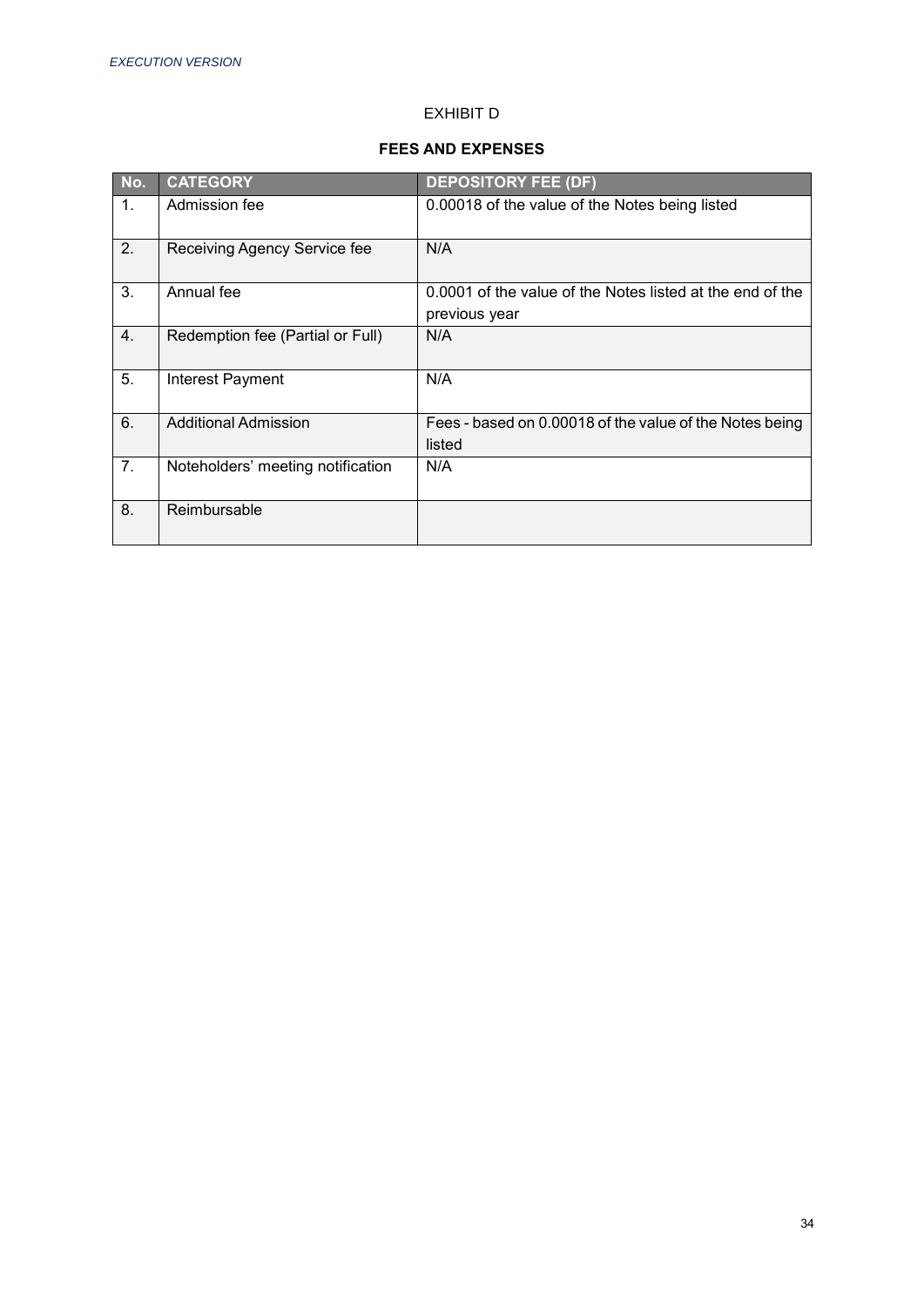EXHIBIT D

**FEES AND EXPENSES**

| No. | CATEGORY | DEPOSITORY FEE (DF) |
|---|---|---|
| 1. | Admission fee | 0.00018 of the value of the Notes being listed |
| 2. | Receiving Agency Service fee | N/A |
| 3. | Annual fee | 0.0001 of the value of the Notes listed at the end of the previous year |
| 4. | Redemption fee (Partial or Full) | N/A |
| 5. | Interest Payment | N/A |
| 6. | Additional Admission | Fees - based on 0.00018 of the value of the Notes being listed |
| 7. | Noteholders' meeting notification | N/A |
| 8. | Reimbursable | |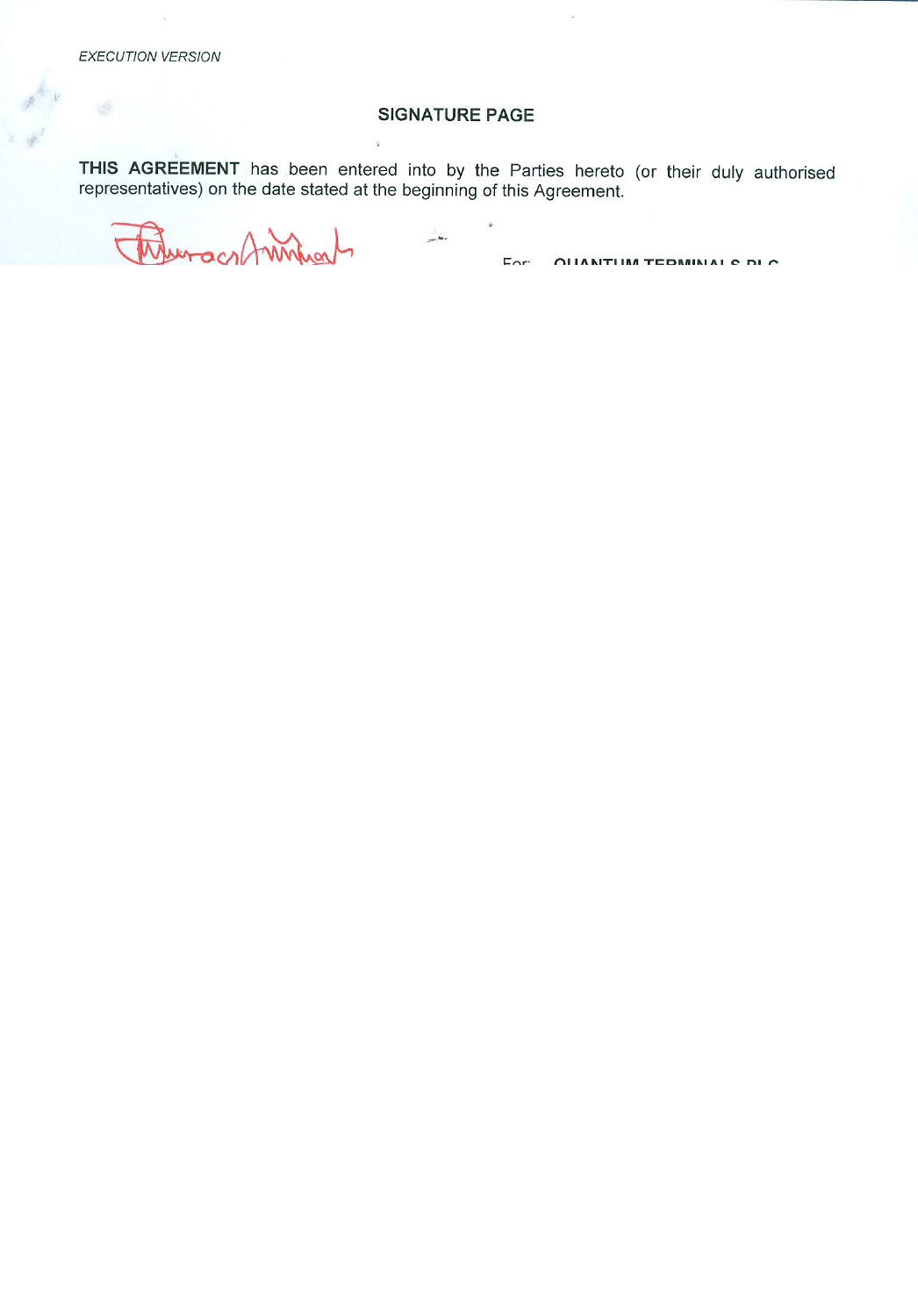*EXECUTION VERSION*

## SIGNATURE PAGE

**THIS AGREEMENT** has been entered into by the Parties hereto (or their duly authorised representatives) on the date stated at the beginning of this Agreement.

For: QUANTUM TERMINALS PLC